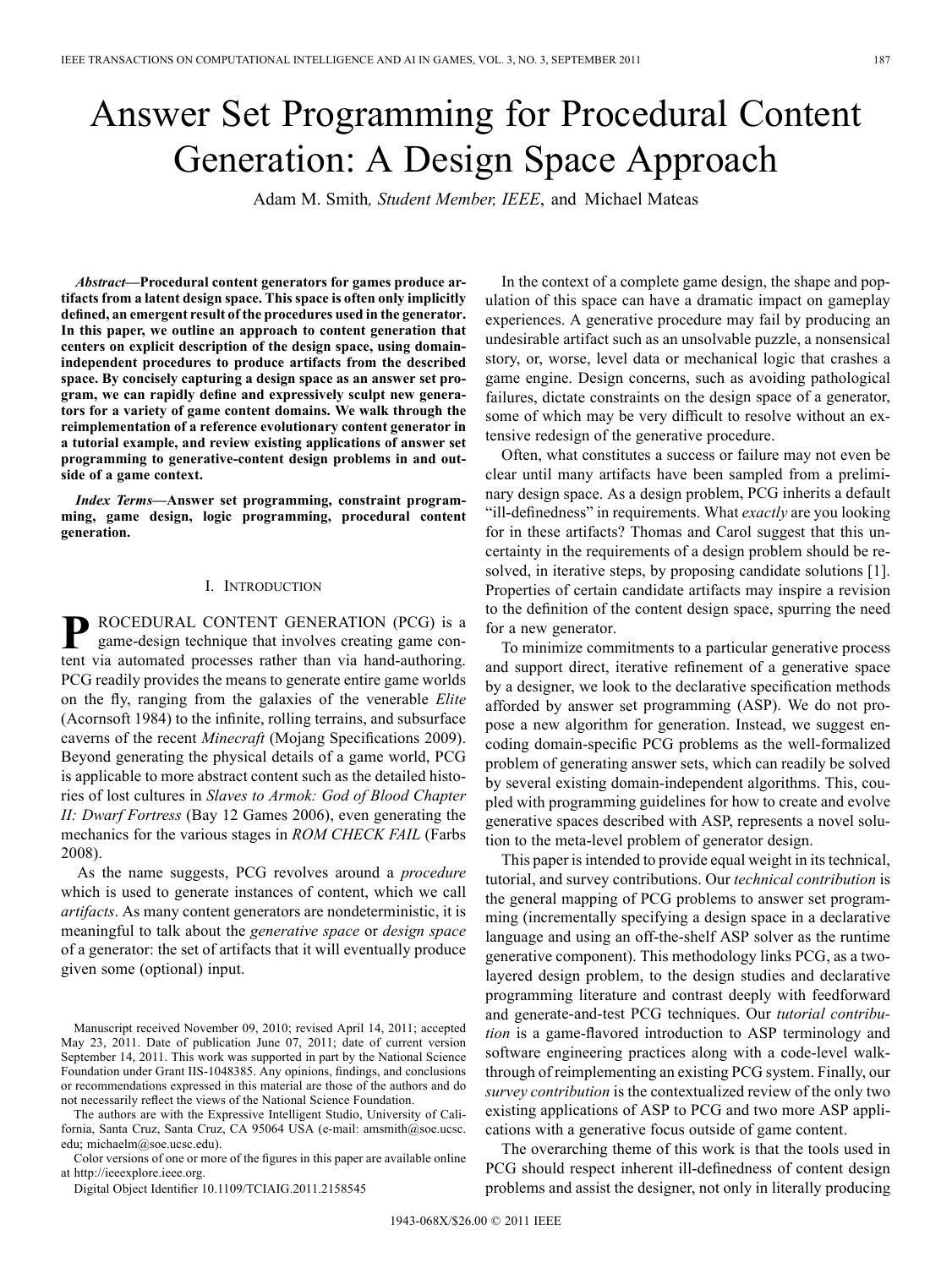# Answer Set Programming for Procedural Content Generation: A Design Space Approach

Adam M. Smith, *Student Member, IEEE*, and Michael Mateas

***Abstract*—Procedural content generators for games produce artifacts from a latent design space. This space is often only implicitly defined, an emergent result of the procedures used in the generator. In this paper, we outline an approach to content generation that centers on explicit description of the design space, using domain-independent procedures to produce artifacts from the described space. By concisely capturing a design space as an answer set program, we can rapidly define and expressively sculpt new generators for a variety of game content domains. We walk through the reimplementation of a reference evolutionary content generator in a tutorial example, and review existing applications of answer set programming to generative-content design problems in and outside of a game context.**

***Index Terms*—Answer set programming, constraint programming, game design, logic programming, procedural content generation.**

## I. Introduction

PROCEDURAL CONTENT GENERATION (PCG) is a game-design technique that involves creating game content via automated processes rather than via hand-authoring. PCG readily provides the means to generate entire game worlds on the fly, ranging from the galaxies of the venerable *Elite* (Acornsoft 1984) to the infinite, rolling terrains, and subsurface caverns of the recent *Minecraft* (Mojang Specifications 2009). Beyond generating the physical details of a game world, PCG is applicable to more abstract content such as the detailed histories of lost cultures in *Slaves to Armok: God of Blood Chapter II: Dwarf Fortress* (Bay 12 Games 2006), even generating the mechanics for the various stages in *ROM CHECK FAIL* (Farbs 2008).

As the name suggests, PCG revolves around a *procedure* which is used to generate instances of content, which we call *artifacts*. As many content generators are nondeterministic, it is meaningful to talk about the *generative space* or *design space* of a generator: the set of artifacts that it will eventually produce given some (optional) input.

In the context of a complete game design, the shape and population of this space can have a dramatic impact on gameplay experiences. A generative procedure may fail by producing an undesirable artifact such as an unsolvable puzzle, a nonsensical story, or, worse, level data or mechanical logic that crashes a game engine. Design concerns, such as avoiding pathological failures, dictate constraints on the design space of a generator, some of which may be very difficult to resolve without an extensive redesign of the generative procedure.

Often, what constitutes a success or failure may not even be clear until many artifacts have been sampled from a preliminary design space. As a design problem, PCG inherits a default "ill-definedness" in requirements. What *exactly* are you looking for in these artifacts? Thomas and Carol suggest that this uncertainty in the requirements of a design problem should be resolved, in iterative steps, by proposing candidate solutions [1]. Properties of certain candidate artifacts may inspire a revision to the definition of the content design space, spurring the need for a new generator.

To minimize commitments to a particular generative process and support direct, iterative refinement of a generative space by a designer, we look to the declarative specification methods afforded by answer set programming (ASP). We do not propose a new algorithm for generation. Instead, we suggest encoding domain-specific PCG problems as the well-formalized problem of generating answer sets, which can readily be solved by several existing domain-independent algorithms. This, coupled with programming guidelines for how to create and evolve generative spaces described with ASP, represents a novel solution to the meta-level problem of generator design.

This paper is intended to provide equal weight in its technical, tutorial, and survey contributions. Our *technical contribution* is the general mapping of PCG problems to answer set programming (incrementally specifying a design space in a declarative language and using an off-the-shelf ASP solver as the runtime generative component). This methodology links PCG, as a two-layered design problem, to the design studies and declarative programming literature and contrast deeply with feedforward and generate-and-test PCG techniques. Our *tutorial contribution* is a game-flavored introduction to ASP terminology and software engineering practices along with a code-level walkthrough of reimplementing an existing PCG system. Finally, our *survey contribution* is the contextualized review of the only two existing applications of ASP to PCG and two more ASP applications with a generative focus outside of game content.

The overarching theme of this work is that the tools used in PCG should respect inherent ill-definedness of content design problems and assist the designer, not only in literally producing

Manuscript received November 09, 2010; revised April 14, 2011; accepted May 23, 2011. Date of publication June 07, 2011; date of current version September 14, 2011. This work was supported in part by the National Science Foundation under Grant IIS-1048385. Any opinions, findings, and conclusions or recommendations expressed in this material are those of the authors and do not necessarily reflect the views of the National Science Foundation.

The authors are with the Expressive Intelligent Studio, University of California, Santa Cruz, Santa Cruz, CA 95064 USA (e-mail: amsmith@soe.ucsc.edu; michaelm@soe.ucsc.edu).

Color versions of one or more of the figures in this paper are available online at http://ieeexplore.ieee.org.

Digital Object Identifier 10.1109/TCIAIG.2011.2158545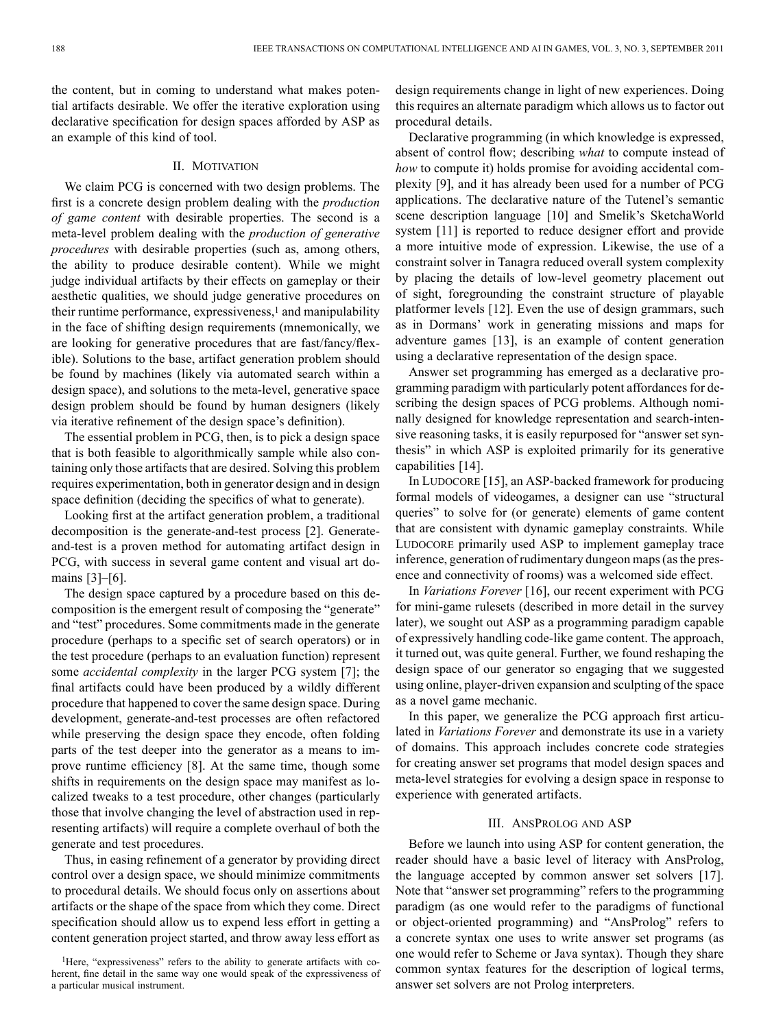the content, but in coming to understand what makes potential artifacts desirable. We offer the iterative exploration using declarative specification for design spaces afforded by ASP as an example of this kind of tool.

## II. Motivation

We claim PCG is concerned with two design problems. The first is a concrete design problem dealing with the *production of game content* with desirable properties. The second is a meta-level problem dealing with the *production of generative procedures* with desirable properties (such as, among others, the ability to produce desirable content). While we might judge individual artifacts by their effects on gameplay or their aesthetic qualities, we should judge generative procedures on their runtime performance, expressiveness,[1] and manipulability in the face of shifting design requirements (mnemonically, we are looking for generative procedures that are fast/fancy/flexible). Solutions to the base, artifact generation problem should be found by machines (likely via automated search within a design space), and solutions to the meta-level, generative space design problem should be found by human designers (likely via iterative refinement of the design space's definition).

The essential problem in PCG, then, is to pick a design space that is both feasible to algorithmically sample while also containing only those artifacts that are desired. Solving this problem requires experimentation, both in generator design and in design space definition (deciding the specifics of what to generate).

Looking first at the artifact generation problem, a traditional decomposition is the generate-and-test process [2]. Generate-and-test is a proven method for automating artifact design in PCG, with success in several game content and visual art domains [3]–[6].

The design space captured by a procedure based on this decomposition is the emergent result of composing the "generate" and "test" procedures. Some commitments made in the generate procedure (perhaps to a specific set of search operators) or in the test procedure (perhaps to an evaluation function) represent some *accidental complexity* in the larger PCG system [7]; the final artifacts could have been produced by a wildly different procedure that happened to cover the same design space. During development, generate-and-test processes are often refactored while preserving the design space they encode, often folding parts of the test deeper into the generator as a means to improve runtime efficiency [8]. At the same time, though some shifts in requirements on the design space may manifest as localized tweaks to a test procedure, other changes (particularly those that involve changing the level of abstraction used in representing artifacts) will require a complete overhaul of both the generate and test procedures.

Thus, in easing refinement of a generator by providing direct control over a design space, we should minimize commitments to procedural details. We should focus only on assertions about artifacts or the shape of the space from which they come. Direct specification should allow us to expend less effort in getting a content generation project started, and throw away less effort as design requirements change in light of new experiences. Doing this requires an alternate paradigm which allows us to factor out procedural details.

Declarative programming (in which knowledge is expressed, absent of control flow; describing *what* to compute instead of *how* to compute it) holds promise for avoiding accidental complexity [9], and it has already been used for a number of PCG applications. The declarative nature of the Tutenel's semantic scene description language [10] and Smelik's SketchaWorld system [11] is reported to reduce designer effort and provide a more intuitive mode of expression. Likewise, the use of a constraint solver in Tanagra reduced overall system complexity by placing the details of low-level geometry placement out of sight, foregrounding the constraint structure of playable platformer levels [12]. Even the use of design grammars, such as in Dormans' work in generating missions and maps for adventure games [13], is an example of content generation using a declarative representation of the design space.

Answer set programming has emerged as a declarative programming paradigm with particularly potent affordances for describing the design spaces of PCG problems. Although nominally designed for knowledge representation and search-intensive reasoning tasks, it is easily repurposed for "answer set synthesis" in which ASP is exploited primarily for its generative capabilities [14].

In Ludocore [15], an ASP-backed framework for producing formal models of videogames, a designer can use "structural queries" to solve for (or generate) elements of game content that are consistent with dynamic gameplay constraints. While Ludocore primarily used ASP to implement gameplay trace inference, generation of rudimentary dungeon maps (as the presence and connectivity of rooms) was a welcomed side effect.

In *Variations Forever* [16], our recent experiment with PCG for mini-game rulesets (described in more detail in the survey later), we sought out ASP as a programming paradigm capable of expressively handling code-like game content. The approach, it turned out, was quite general. Further, we found reshaping the design space of our generator so engaging that we suggested using online, player-driven expansion and sculpting of the space as a novel game mechanic.

In this paper, we generalize the PCG approach first articulated in *Variations Forever* and demonstrate its use in a variety of domains. This approach includes concrete code strategies for creating answer set programs that model design spaces and meta-level strategies for evolving a design space in response to experience with generated artifacts.

## III. AnsProlog and ASP

Before we launch into using ASP for content generation, the reader should have a basic level of literacy with AnsProlog, the language accepted by common answer set solvers [17]. Note that "answer set programming" refers to the programming paradigm (as one would refer to the paradigms of functional or object-oriented programming) and "AnsProlog" refers to a concrete syntax one uses to write answer set programs (as one would refer to Scheme or Java syntax). Though they share common syntax features for the description of logical terms, answer set solvers are not Prolog interpreters.

[1]Here, "expressiveness" refers to the ability to generate artifacts with coherent, fine detail in the same way one would speak of the expressiveness of a particular musical instrument.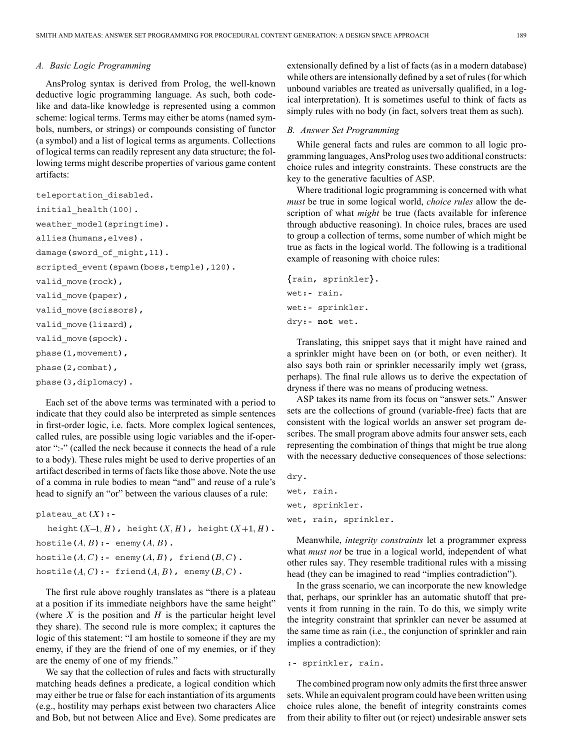### A. Basic Logic Programming

AnsProlog syntax is derived from Prolog, the well-known deductive logic programming language. As such, both code-like and data-like knowledge is represented using a common scheme: logical terms. Terms may either be atoms (named symbols, numbers, or strings) or compounds consisting of functor (a symbol) and a list of logical terms as arguments. Collections of logical terms can readily represent any data structure; the following terms might describe properties of various game content artifacts:

```
teleportation_disabled.
initial_health(100).
weather_model(springtime).
allies(humans,elves).
damage(sword_of_might,11).
scripted_event(spawn(boss,temple),120).
valid_move(rock),
valid_move(paper),
valid_move(scissors),
valid_move(lizard),
valid_move(spock).
phase(1,movement),
phase(2,combat),
phase(3,diplomacy).
```

Each set of the above terms was terminated with a period to indicate that they could also be interpreted as simple sentences in first-order logic, i.e. facts. More complex logical sentences, called rules, are possible using logic variables and the if-operator ":-" (called the neck because it connects the head of a rule to a body). These rules might be used to derive properties of an artifact described in terms of facts like those above. Note the use of a comma in rule bodies to mean "and" and reuse of a rule's head to signify an "or" between the various clauses of a rule:

```
plateau_at(X):-
   height(X-1,H), height(X,H), height(X+1,H).
hostile(A,B):- enemy(A,B).
hostile(A,C):- enemy(A,B), friend(B,C).
hostile(A,C):- friend(A,B), enemy(B,C).
```

The first rule above roughly translates as "there is a plateau at a position if its immediate neighbors have the same height" (where $X$ is the position and $H$ is the particular height level they share). The second rule is more complex; it captures the logic of this statement: "I am hostile to someone if they are my enemy, if they are the friend of one of my enemies, or if they are the enemy of one of my friends."

We say that the collection of rules and facts with structurally matching heads defines a predicate, a logical condition which may either be true or false for each instantiation of its arguments (e.g., hostility may perhaps exist between two characters Alice and Bob, but not between Alice and Eve). Some predicates are extensionally defined by a list of facts (as in a modern database) while others are intensionally defined by a set of rules (for which unbound variables are treated as universally qualified, in a logical interpretation). It is sometimes useful to think of facts as simply rules with no body (in fact, solvers treat them as such).

### B. Answer Set Programming

While general facts and rules are common to all logic programming languages, AnsProlog uses two additional constructs: choice rules and integrity constraints. These constructs are the key to the generative faculties of ASP.

Where traditional logic programming is concerned with what *must* be true in some logical world, *choice rules* allow the description of what *might* be true (facts available for inference through abductive reasoning). In choice rules, braces are used to group a collection of terms, some number of which might be true as facts in the logical world. The following is a traditional example of reasoning with choice rules:

```
{rain, sprinkler}.
wet:- rain.
wet:- sprinkler.
dry:- not wet.
```

Translating, this snippet says that it might have rained and a sprinkler might have been on (or both, or even neither). It also says both rain or sprinkler necessarily imply wet (grass, perhaps). The final rule allows us to derive the expectation of dryness if there was no means of producing wetness.

ASP takes its name from its focus on "answer sets." Answer sets are the collections of ground (variable-free) facts that are consistent with the logical worlds an answer set program describes. The small program above admits four answer sets, each representing the combination of things that might be true along with the necessary deductive consequences of those selections:

```
dry.
wet, rain.
wet, sprinkler.
wet, rain, sprinkler.
```

Meanwhile, *integrity constraints* let a programmer express what *must not* be true in a logical world, independent of what other rules say. They resemble traditional rules with a missing head (they can be imagined to read "implies contradiction").

In the grass scenario, we can incorporate the new knowledge that, perhaps, our sprinkler has an automatic shutoff that prevents it from running in the rain. To do this, we simply write the integrity constraint that sprinkler can never be assumed at the same time as rain (i.e., the conjunction of sprinkler and rain implies a contradiction):

```
:- sprinkler, rain.
```

The combined program now only admits the first three answer sets. While an equivalent program could have been written using choice rules alone, the benefit of integrity constraints comes from their ability to filter out (or reject) undesirable answer sets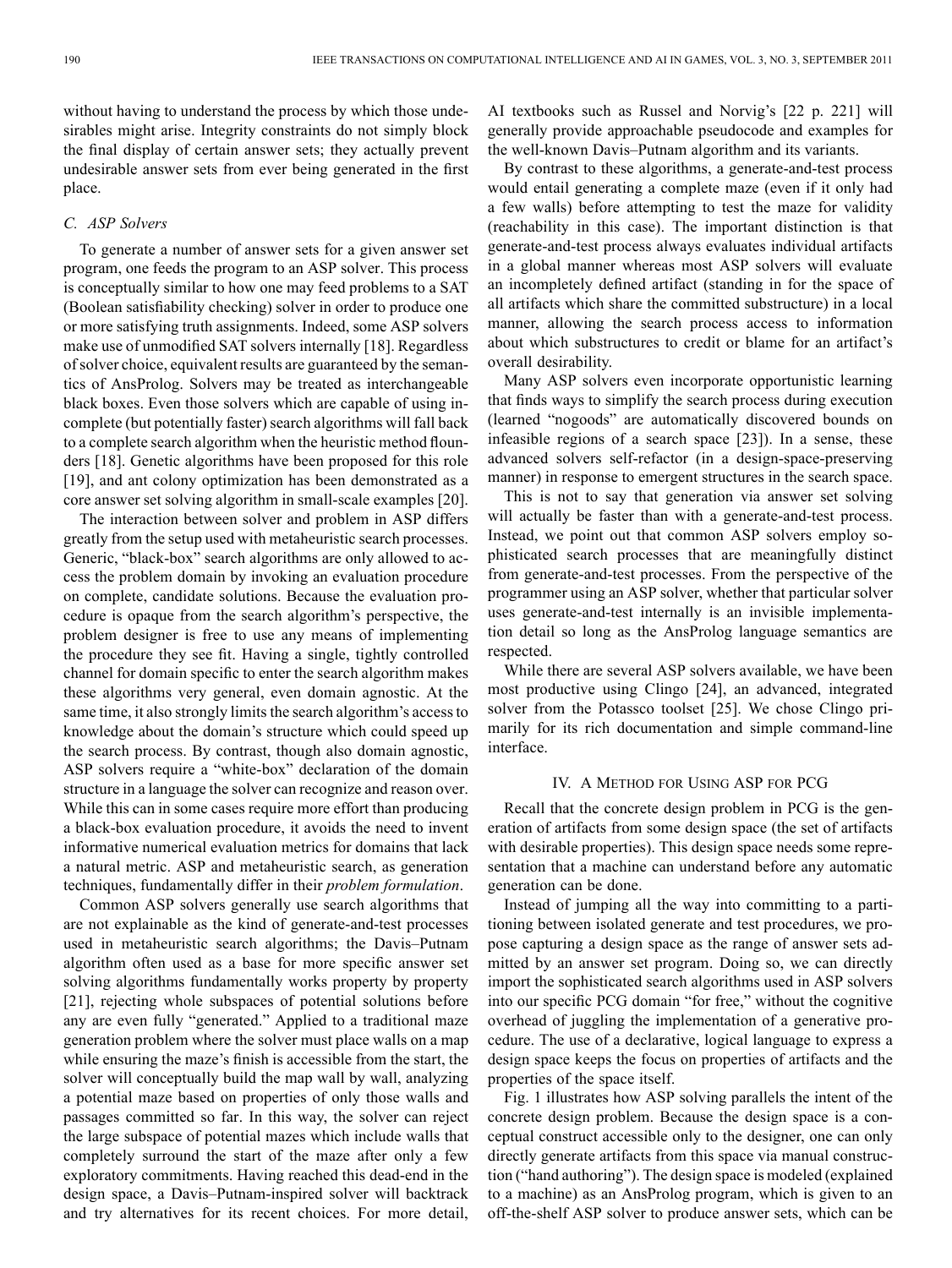without having to understand the process by which those undesirables might arise. Integrity constraints do not simply block the final display of certain answer sets; they actually prevent undesirable answer sets from ever being generated in the first place.

### C. ASP Solvers

To generate a number of answer sets for a given answer set program, one feeds the program to an ASP solver. This process is conceptually similar to how one may feed problems to a SAT (Boolean satisfiability checking) solver in order to produce one or more satisfying truth assignments. Indeed, some ASP solvers make use of unmodified SAT solvers internally [18]. Regardless of solver choice, equivalent results are guaranteed by the semantics of AnsProlog. Solvers may be treated as interchangeable black boxes. Even those solvers which are capable of using incomplete (but potentially faster) search algorithms will fall back to a complete search algorithm when the heuristic method flounders [18]. Genetic algorithms have been proposed for this role [19], and ant colony optimization has been demonstrated as a core answer set solving algorithm in small-scale examples [20].

The interaction between solver and problem in ASP differs greatly from the setup used with metaheuristic search processes. Generic, "black-box" search algorithms are only allowed to access the problem domain by invoking an evaluation procedure on complete, candidate solutions. Because the evaluation procedure is opaque from the search algorithm's perspective, the problem designer is free to use any means of implementing the procedure they see fit. Having a single, tightly controlled channel for domain specific to enter the search algorithm makes these algorithms very general, even domain agnostic. At the same time, it also strongly limits the search algorithm's access to knowledge about the domain's structure which could speed up the search process. By contrast, though also domain agnostic, ASP solvers require a "white-box" declaration of the domain structure in a language the solver can recognize and reason over. While this can in some cases require more effort than producing a black-box evaluation procedure, it avoids the need to invent informative numerical evaluation metrics for domains that lack a natural metric. ASP and metaheuristic search, as generation techniques, fundamentally differ in their *problem formulation*.

Common ASP solvers generally use search algorithms that are not explainable as the kind of generate-and-test processes used in metaheuristic search algorithms; the Davis–Putnam algorithm often used as a base for more specific answer set solving algorithms fundamentally works property by property [21], rejecting whole subspaces of potential solutions before any are even fully "generated." Applied to a traditional maze generation problem where the solver must place walls on a map while ensuring the maze's finish is accessible from the start, the solver will conceptually build the map wall by wall, analyzing a potential maze based on properties of only those walls and passages committed so far. In this way, the solver can reject the large subspace of potential mazes which include walls that completely surround the start of the maze after only a few exploratory commitments. Having reached this dead-end in the design space, a Davis–Putnam-inspired solver will backtrack and try alternatives for its recent choices. For more detail, AI textbooks such as Russel and Norvig's [22 p. 221] will generally provide approachable pseudocode and examples for the well-known Davis–Putnam algorithm and its variants.

By contrast to these algorithms, a generate-and-test process would entail generating a complete maze (even if it only had a few walls) before attempting to test the maze for validity (reachability in this case). The important distinction is that generate-and-test process always evaluates individual artifacts in a global manner whereas most ASP solvers will evaluate an incompletely defined artifact (standing in for the space of all artifacts which share the committed substructure) in a local manner, allowing the search process access to information about which substructures to credit or blame for an artifact's overall desirability.

Many ASP solvers even incorporate opportunistic learning that finds ways to simplify the search process during execution (learned "nogoods" are automatically discovered bounds on infeasible regions of a search space [23]). In a sense, these advanced solvers self-refactor (in a design-space-preserving manner) in response to emergent structures in the search space.

This is not to say that generation via answer set solving will actually be faster than with a generate-and-test process. Instead, we point out that common ASP solvers employ sophisticated search processes that are meaningfully distinct from generate-and-test processes. From the perspective of the programmer using an ASP solver, whether that particular solver uses generate-and-test internally is an invisible implementation detail so long as the AnsProlog language semantics are respected.

While there are several ASP solvers available, we have been most productive using Clingo [24], an advanced, integrated solver from the Potassco toolset [25]. We chose Clingo primarily for its rich documentation and simple command-line interface.

## IV. A Method for Using ASP for PCG

Recall that the concrete design problem in PCG is the generation of artifacts from some design space (the set of artifacts with desirable properties). This design space needs some representation that a machine can understand before any automatic generation can be done.

Instead of jumping all the way into committing to a partitioning between isolated generate and test procedures, we propose capturing a design space as the range of answer sets admitted by an answer set program. Doing so, we can directly import the sophisticated search algorithms used in ASP solvers into our specific PCG domain "for free," without the cognitive overhead of juggling the implementation of a generative procedure. The use of a declarative, logical language to express a design space keeps the focus on properties of artifacts and the properties of the space itself.

Fig. 1 illustrates how ASP solving parallels the intent of the concrete design problem. Because the design space is a conceptual construct accessible only to the designer, one can only directly generate artifacts from this space via manual construction ("hand authoring"). The design space is modeled (explained to a machine) as an AnsProlog program, which is given to an off-the-shelf ASP solver to produce answer sets, which can be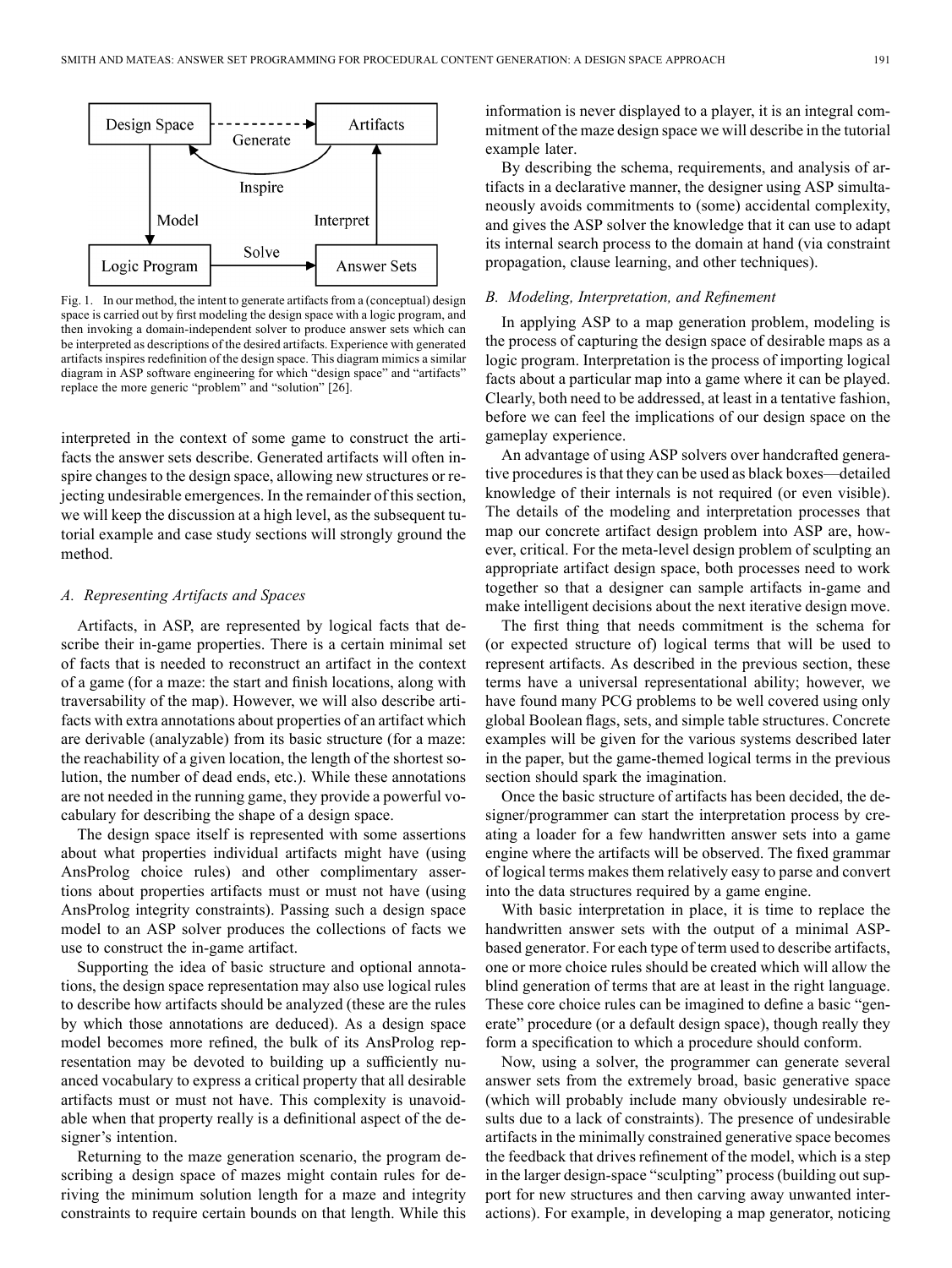Design Space

Artifacts

Generate

Inspire

Model

Interpret

Logic Program

Solve

Answer Sets

Fig. 1. In our method, the intent to generate artifacts from a (conceptual) design space is carried out by first modeling the design space with a logic program, and then invoking a domain-independent solver to produce answer sets which can be interpreted as descriptions of the desired artifacts. Experience with generated artifacts inspires redefinition of the design space. This diagram mimics a similar diagram in ASP software engineering for which "design space" and "artifacts" replace the more generic "problem" and "solution" [26].

interpreted in the context of some game to construct the artifacts the answer sets describe. Generated artifacts will often inspire changes to the design space, allowing new structures or rejecting undesirable emergences. In the remainder of this section, we will keep the discussion at a high level, as the subsequent tutorial example and case study sections will strongly ground the method.

### A. Representing Artifacts and Spaces

Artifacts, in ASP, are represented by logical facts that describe their in-game properties. There is a certain minimal set of facts that is needed to reconstruct an artifact in the context of a game (for a maze: the start and finish locations, along with traversability of the map). However, we will also describe artifacts with extra annotations about properties of an artifact which are derivable (analyzable) from its basic structure (for a maze: the reachability of a given location, the length of the shortest solution, the number of dead ends, etc.). While these annotations are not needed in the running game, they provide a powerful vocabulary for describing the shape of a design space.

The design space itself is represented with some assertions about what properties individual artifacts might have (using AnsProlog choice rules) and other complimentary assertions about properties artifacts must or must not have (using AnsProlog integrity constraints). Passing such a design space model to an ASP solver produces the collections of facts we use to construct the in-game artifact.

Supporting the idea of basic structure and optional annotations, the design space representation may also use logical rules to describe how artifacts should be analyzed (these are the rules by which those annotations are deduced). As a design space model becomes more refined, the bulk of its AnsProlog representation may be devoted to building up a sufficiently nuanced vocabulary to express a critical property that all desirable artifacts must or must not have. This complexity is unavoidable when that property really is a definitional aspect of the designer's intention.

Returning to the maze generation scenario, the program describing a design space of mazes might contain rules for deriving the minimum solution length for a maze and integrity constraints to require certain bounds on that length. While this information is never displayed to a player, it is an integral commitment of the maze design space we will describe in the tutorial example later.

By describing the schema, requirements, and analysis of artifacts in a declarative manner, the designer using ASP simultaneously avoids commitments to (some) accidental complexity, and gives the ASP solver the knowledge that it can use to adapt its internal search process to the domain at hand (via constraint propagation, clause learning, and other techniques).

### B. Modeling, Interpretation, and Refinement

In applying ASP to a map generation problem, modeling is the process of capturing the design space of desirable maps as a logic program. Interpretation is the process of importing logical facts about a particular map into a game where it can be played. Clearly, both need to be addressed, at least in a tentative fashion, before we can feel the implications of our design space on the gameplay experience.

An advantage of using ASP solvers over handcrafted generative procedures is that they can be used as black boxes—detailed knowledge of their internals is not required (or even visible). The details of the modeling and interpretation processes that map our concrete artifact design problem into ASP are, however, critical. For the meta-level design problem of sculpting an appropriate artifact design space, both processes need to work together so that a designer can sample artifacts in-game and make intelligent decisions about the next iterative design move.

The first thing that needs commitment is the schema for (or expected structure of) logical terms that will be used to represent artifacts. As described in the previous section, these terms have a universal representational ability; however, we have found many PCG problems to be well covered using only global Boolean flags, sets, and simple table structures. Concrete examples will be given for the various systems described later in the paper, but the game-themed logical terms in the previous section should spark the imagination.

Once the basic structure of artifacts has been decided, the designer/programmer can start the interpretation process by creating a loader for a few handwritten answer sets into a game engine where the artifacts will be observed. The fixed grammar of logical terms makes them relatively easy to parse and convert into the data structures required by a game engine.

With basic interpretation in place, it is time to replace the handwritten answer sets with the output of a minimal ASP-based generator. For each type of term used to describe artifacts, one or more choice rules should be created which will allow the blind generation of terms that are at least in the right language. These core choice rules can be imagined to define a basic "generate" procedure (or a default design space), though really they form a specification to which a procedure should conform.

Now, using a solver, the programmer can generate several answer sets from the extremely broad, basic generative space (which will probably include many obviously undesirable results due to a lack of constraints). The presence of undesirable artifacts in the minimally constrained generative space becomes the feedback that drives refinement of the model, which is a step in the larger design-space "sculpting" process (building out support for new structures and then carving away unwanted interactions). For example, in developing a map generator, noticing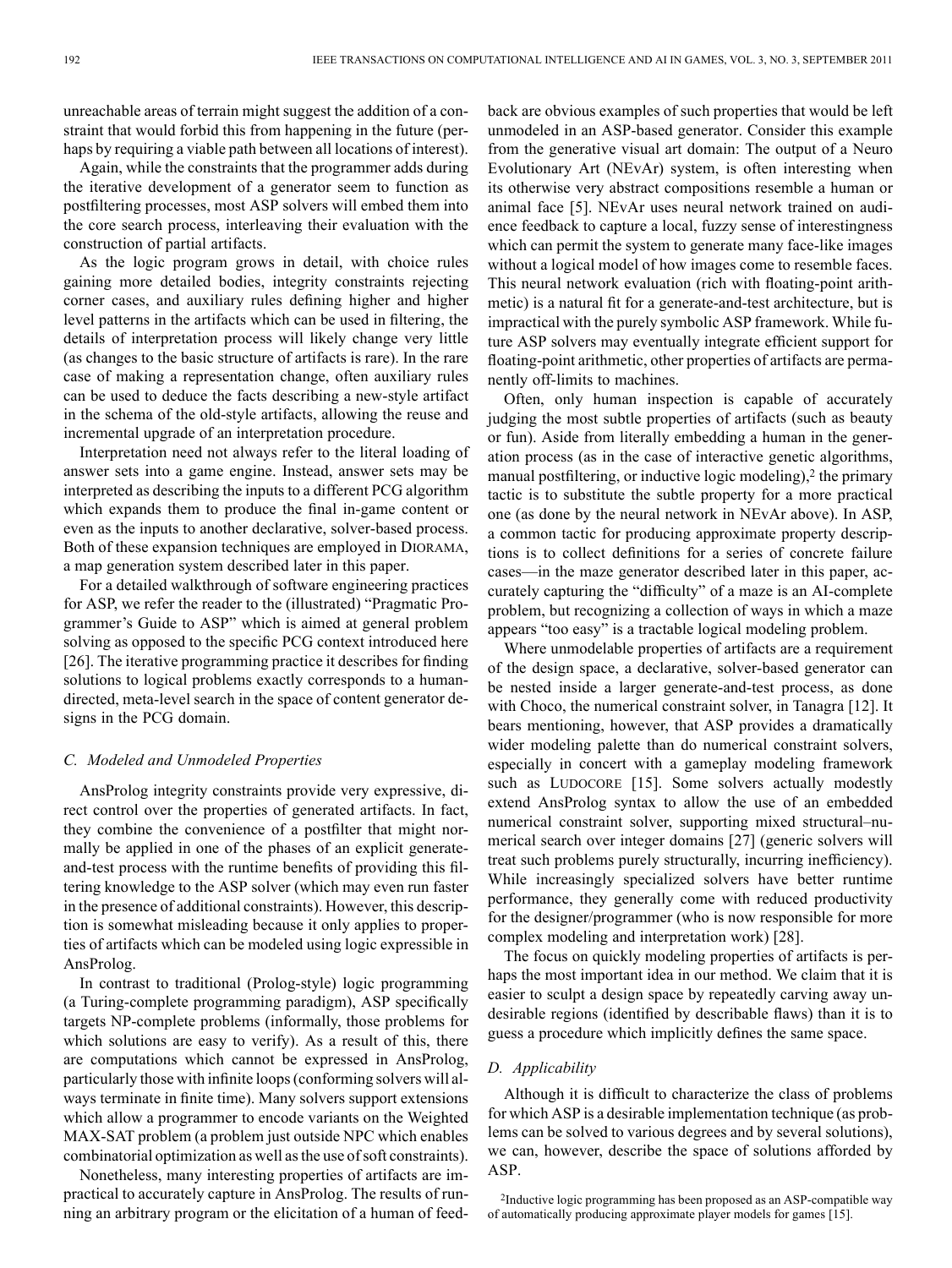unreachable areas of terrain might suggest the addition of a constraint that would forbid this from happening in the future (perhaps by requiring a viable path between all locations of interest).

Again, while the constraints that the programmer adds during the iterative development of a generator seem to function as postfiltering processes, most ASP solvers will embed them into the core search process, interleaving their evaluation with the construction of partial artifacts.

As the logic program grows in detail, with choice rules gaining more detailed bodies, integrity constraints rejecting corner cases, and auxiliary rules defining higher and higher level patterns in the artifacts which can be used in filtering, the details of interpretation process will likely change very little (as changes to the basic structure of artifacts is rare). In the rare case of making a representation change, often auxiliary rules can be used to deduce the facts describing a new-style artifact in the schema of the old-style artifacts, allowing the reuse and incremental upgrade of an interpretation procedure.

Interpretation need not always refer to the literal loading of answer sets into a game engine. Instead, answer sets may be interpreted as describing the inputs to a different PCG algorithm which expands them to produce the final in-game content or even as the inputs to another declarative, solver-based process. Both of these expansion techniques are employed in DIORAMA, a map generation system described later in this paper.

For a detailed walkthrough of software engineering practices for ASP, we refer the reader to the (illustrated) "Pragmatic Programmer's Guide to ASP" which is aimed at general problem solving as opposed to the specific PCG context introduced here [26]. The iterative programming practice it describes for finding solutions to logical problems exactly corresponds to a human-directed, meta-level search in the space of content generator designs in the PCG domain.

### C. Modeled and Unmodeled Properties

AnsProlog integrity constraints provide very expressive, direct control over the properties of generated artifacts. In fact, they combine the convenience of a postfilter that might normally be applied in one of the phases of an explicit generate-and-test process with the runtime benefits of providing this filtering knowledge to the ASP solver (which may even run faster in the presence of additional constraints). However, this description is somewhat misleading because it only applies to properties of artifacts which can be modeled using logic expressible in AnsProlog.

In contrast to traditional (Prolog-style) logic programming (a Turing-complete programming paradigm), ASP specifically targets NP-complete problems (informally, those problems for which solutions are easy to verify). As a result of this, there are computations which cannot be expressed in AnsProlog, particularly those with infinite loops (conforming solvers will always terminate in finite time). Many solvers support extensions which allow a programmer to encode variants on the Weighted MAX-SAT problem (a problem just outside NPC which enables combinatorial optimization as well as the use of soft constraints).

Nonetheless, many interesting properties of artifacts are impractical to accurately capture in AnsProlog. The results of running an arbitrary program or the elicitation of a human of feedback are obvious examples of such properties that would be left unmodeled in an ASP-based generator. Consider this example from the generative visual art domain: The output of a Neuro Evolutionary Art (NEvAr) system, is often interesting when its otherwise very abstract compositions resemble a human or animal face [5]. NEvAr uses neural network trained on audience feedback to capture a local, fuzzy sense of interestingness which can permit the system to generate many face-like images without a logical model of how images come to resemble faces. This neural network evaluation (rich with floating-point arithmetic) is a natural fit for a generate-and-test architecture, but is impractical with the purely symbolic ASP framework. While future ASP solvers may eventually integrate efficient support for floating-point arithmetic, other properties of artifacts are permanently off-limits to machines.

Often, only human inspection is capable of accurately judging the most subtle properties of artifacts (such as beauty or fun). Aside from literally embedding a human in the generation process (as in the case of interactive genetic algorithms, manual postfiltering, or inductive logic modeling),[2] the primary tactic is to substitute the subtle property for a more practical one (as done by the neural network in NEvAr above). In ASP, a common tactic for producing approximate property descriptions is to collect definitions for a series of concrete failure cases—in the maze generator described later in this paper, accurately capturing the "difficulty" of a maze is an AI-complete problem, but recognizing a collection of ways in which a maze appears "too easy" is a tractable logical modeling problem.

Where unmodelable properties of artifacts are a requirement of the design space, a declarative, solver-based generator can be nested inside a larger generate-and-test process, as done with Choco, the numerical constraint solver, in Tanagra [12]. It bears mentioning, however, that ASP provides a dramatically wider modeling palette than do numerical constraint solvers, especially in concert with a gameplay modeling framework such as LUDOCORE [15]. Some solvers actually modestly extend AnsProlog syntax to allow the use of an embedded numerical constraint solver, supporting mixed structural–numerical search over integer domains [27] (generic solvers will treat such problems purely structurally, incurring inefficiency). While increasingly specialized solvers have better runtime performance, they generally come with reduced productivity for the designer/programmer (who is now responsible for more complex modeling and interpretation work) [28].

The focus on quickly modeling properties of artifacts is perhaps the most important idea in our method. We claim that it is easier to sculpt a design space by repeatedly carving away undesirable regions (identified by describable flaws) than it is to guess a procedure which implicitly defines the same space.

### D. Applicability

Although it is difficult to characterize the class of problems for which ASP is a desirable implementation technique (as problems can be solved to various degrees and by several solutions), we can, however, describe the space of solutions afforded by ASP.

[2] Inductive logic programming has been proposed as an ASP-compatible way of automatically producing approximate player models for games [15].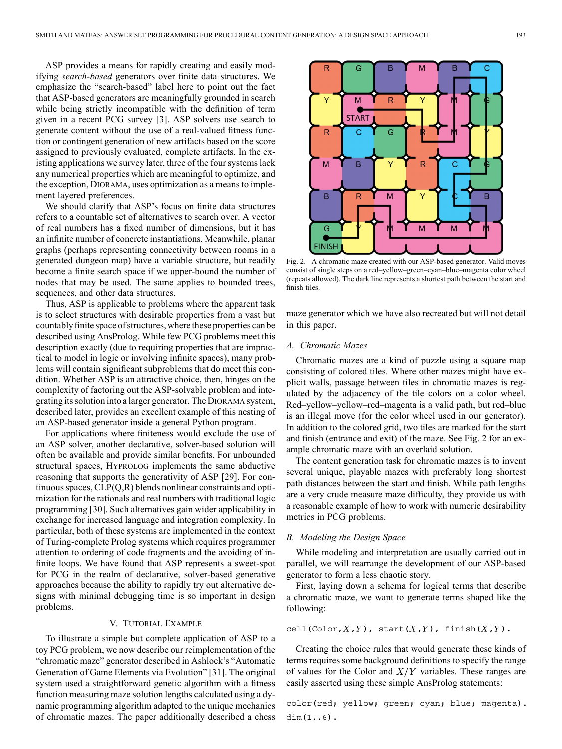ASP provides a means for rapidly creating and easily modifying *search-based* generators over finite data structures. We emphasize the "search-based" label here to point out the fact that ASP-based generators are meaningfully grounded in search while being strictly incompatible with the definition of term given in a recent PCG survey [3]. ASP solvers use search to generate content without the use of a real-valued fitness function or contingent generation of new artifacts based on the score assigned to previously evaluated, complete artifacts. In the existing applications we survey later, three of the four systems lack any numerical properties which are meaningful to optimize, and the exception, DIORAMA, uses optimization as a means to implement layered preferences.

We should clarify that ASP's focus on finite data structures refers to a countable set of alternatives to search over. A vector of real numbers has a fixed number of dimensions, but it has an infinite number of concrete instantiations. Meanwhile, planar graphs (perhaps representing connectivity between rooms in a generated dungeon map) have a variable structure, but readily become a finite search space if we upper-bound the number of nodes that may be used. The same applies to bounded trees, sequences, and other data structures.

Thus, ASP is applicable to problems where the apparent task is to select structures with desirable properties from a vast but countably finite space of structures, where these properties can be described using AnsProlog. While few PCG problems meet this description exactly (due to requiring properties that are impractical to model in logic or involving infinite spaces), many problems will contain significant subproblems that do meet this condition. Whether ASP is an attractive choice, then, hinges on the complexity of factoring out the ASP-solvable problem and integrating its solution into a larger generator. The DIORAMA system, described later, provides an excellent example of this nesting of an ASP-based generator inside a general Python program.

For applications where finiteness would exclude the use of an ASP solver, another declarative, solver-based solution will often be available and provide similar benefits. For unbounded structural spaces, HYPROLOG implements the same abductive reasoning that supports the generativity of ASP [29]. For continuous spaces, CLP(Q,R) blends nonlinear constraints and optimization for the rationals and real numbers with traditional logic programming [30]. Such alternatives gain wider applicability in exchange for increased language and integration complexity. In particular, both of these systems are implemented in the context of Turing-complete Prolog systems which requires programmer attention to ordering of code fragments and the avoiding of infinite loops. We have found that ASP represents a sweet-spot for PCG in the realm of declarative, solver-based generative approaches because the ability to rapidly try out alternative designs with minimal debugging time is so important in design problems.

## V. TUTORIAL EXAMPLE

To illustrate a simple but complete application of ASP to a toy PCG problem, we now describe our reimplementation of the "chromatic maze" generator described in Ashlock's "Automatic Generation of Game Elements via Evolution" [31]. The original system used a straightforward genetic algorithm with a fitness function measuring maze solution lengths calculated using a dynamic programming algorithm adapted to the unique mechanics of chromatic mazes. The paper additionally described a chess maze generator which we have also recreated but will not detail in this paper.

R G B M B C
Y M R Y M G
START
R C G R M Y
M B Y R C G
B R M Y C B
G Y M M M M
FINISH

Fig. 2. A chromatic maze created with our ASP-based generator. Valid moves consist of single steps on a red–yellow–green–cyan–blue–magenta color wheel (repeats allowed). The dark line represents a shortest path between the start and finish tiles.

### A. Chromatic Mazes

Chromatic mazes are a kind of puzzle using a square map consisting of colored tiles. Where other mazes might have explicit walls, passage between tiles in chromatic mazes is regulated by the adjacency of the tile colors on a color wheel. Red–yellow–yellow–red–magenta is a valid path, but red–blue is an illegal move (for the color wheel used in our generator). In addition to the colored grid, two tiles are marked for the start and finish (entrance and exit) of the maze. See Fig. 2 for an example chromatic maze with an overlaid solution.

The content generation task for chromatic mazes is to invent several unique, playable mazes with preferably long shortest path distances between the start and finish. While path lengths are a very crude measure maze difficulty, they provide us with a reasonable example of how to work with numeric desirability metrics in PCG problems.

### B. Modeling the Design Space

While modeling and interpretation are usually carried out in parallel, we will rearrange the development of our ASP-based generator to form a less chaotic story.

First, laying down a schema for logical terms that describe a chromatic maze, we want to generate terms shaped like the following:

```
cell(Color,X,Y), start(X,Y), finish(X,Y).
```

Creating the choice rules that would generate these kinds of terms requires some background definitions to specify the range of values for the Color and $X/Y$ variables. These ranges are easily asserted using these simple AnsProlog statements:

```
color(red; yellow; green; cyan; blue; magenta).
dim(1..6).
```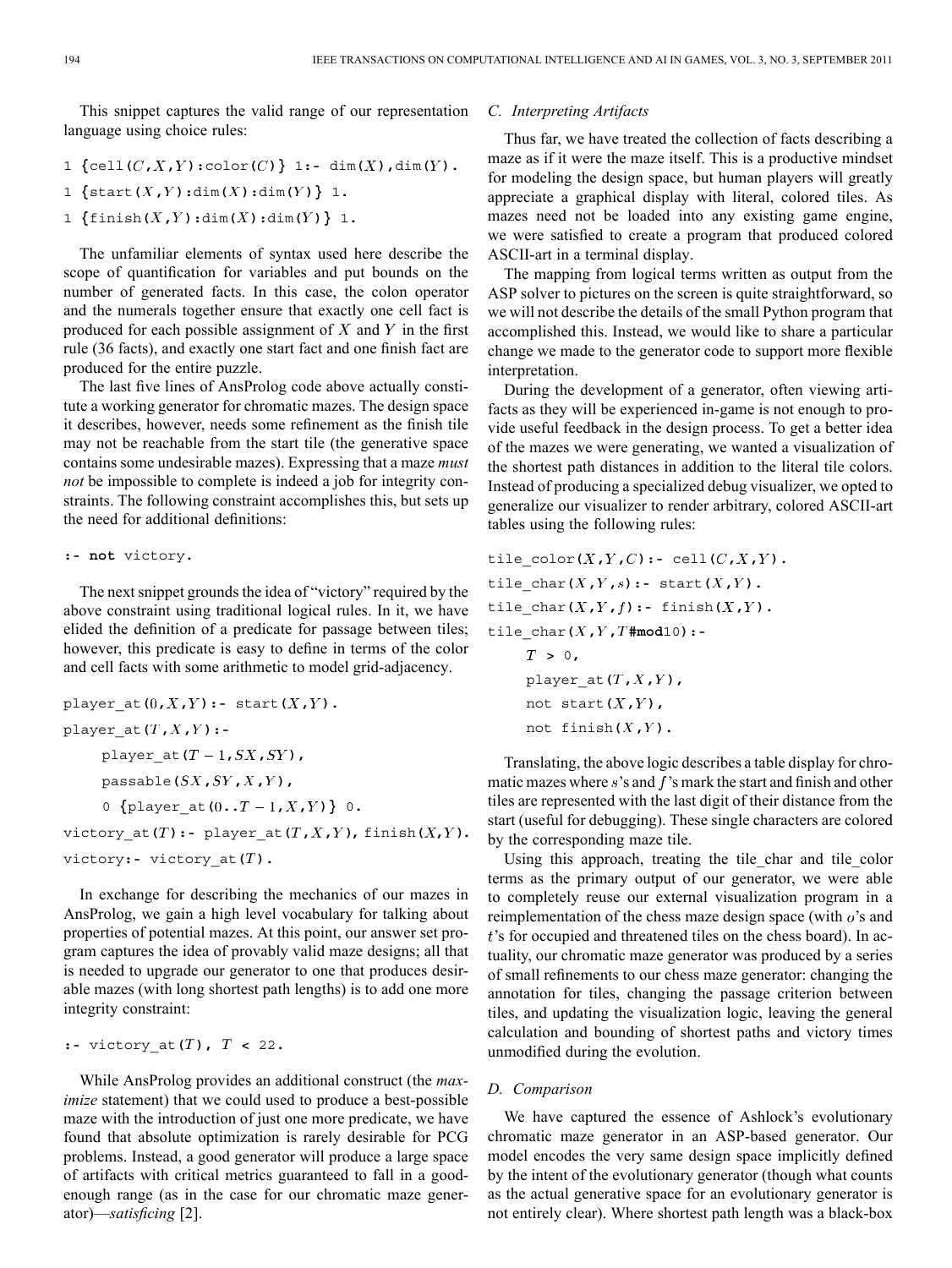This snippet captures the valid range of our representation language using choice rules:

```
1 {cell(C,X,Y):color(C)} 1:- dim(X),dim(Y).
1 {start(X,Y):dim(X):dim(Y)} 1.
1 {finish(X,Y):dim(X):dim(Y)} 1.
```

The unfamiliar elements of syntax used here describe the scope of quantification for variables and put bounds on the number of generated facts. In this case, the colon operator and the numerals together ensure that exactly one cell fact is produced for each possible assignment of $X$ and $Y$ in the first rule (36 facts), and exactly one start fact and one finish fact are produced for the entire puzzle.

The last five lines of AnsProlog code above actually constitute a working generator for chromatic mazes. The design space it describes, however, needs some refinement as the finish tile may not be reachable from the start tile (the generative space contains some undesirable mazes). Expressing that a maze *must not* be impossible to complete is indeed a job for integrity constraints. The following constraint accomplishes this, but sets up the need for additional definitions:

```
:- not victory.
```

The next snippet grounds the idea of "victory" required by the above constraint using traditional logical rules. In it, we have elided the definition of a predicate for passage between tiles; however, this predicate is easy to define in terms of the color and cell facts with some arithmetic to model grid-adjacency.

```
player_at(0,X,Y):- start(X,Y).
player_at(T,X,Y):-
    player_at(T-1,SX,SY),
    passable(SX,SY,X,Y),
    0 {player_at(0..T-1,X,Y)} 0.
victory_at(T):- player_at(T,X,Y), finish(X,Y).
victory:- victory_at(T).
```

In exchange for describing the mechanics of our mazes in AnsProlog, we gain a high level vocabulary for talking about properties of potential mazes. At this point, our answer set program captures the idea of provably valid maze designs; all that is needed to upgrade our generator to one that produces desirable mazes (with long shortest path lengths) is to add one more integrity constraint:

```
:- victory_at(T), T < 22.
```

While AnsProlog provides an additional construct (the *maximize* statement) that we could used to produce a best-possible maze with the introduction of just one more predicate, we have found that absolute optimization is rarely desirable for PCG problems. Instead, a good generator will produce a large space of artifacts with critical metrics guaranteed to fall in a good-enough range (as in the case for our chromatic maze generator)—*satisficing* [2].

### C. Interpreting Artifacts

Thus far, we have treated the collection of facts describing a maze as if it were the maze itself. This is a productive mindset for modeling the design space, but human players will greatly appreciate a graphical display with literal, colored tiles. As mazes need not be loaded into any existing game engine, we were satisfied to create a program that produced colored ASCII-art in a terminal display.

The mapping from logical terms written as output from the ASP solver to pictures on the screen is quite straightforward, so we will not describe the details of the small Python program that accomplished this. Instead, we would like to share a particular change we made to the generator code to support more flexible interpretation.

During the development of a generator, often viewing artifacts as they will be experienced in-game is not enough to provide useful feedback in the design process. To get a better idea of the mazes we were generating, we wanted a visualization of the shortest path distances in addition to the literal tile colors. Instead of producing a specialized debug visualizer, we opted to generalize our visualizer to render arbitrary, colored ASCII-art tables using the following rules:

```
tile_color(X,Y,C):- cell(C,X,Y).
tile_char(X,Y,s):- start(X,Y).
tile_char(X,Y,f):- finish(X,Y).
tile_char(X,Y,T#mod10):-
    T > 0,
    player_at(T,X,Y),
    not start(X,Y),
    not finish(X,Y).
```

Translating, the above logic describes a table display for chromatic mazes where $s$'s and $f$'s mark the start and finish and other tiles are represented with the last digit of their distance from the start (useful for debugging). These single characters are colored by the corresponding maze tile.

Using this approach, treating the tile_char and tile_color terms as the primary output of our generator, we were able to completely reuse our external visualization program in a reimplementation of the chess maze design space (with $o$'s and $t$'s for occupied and threatened tiles on the chess board). In actuality, our chromatic maze generator was produced by a series of small refinements to our chess maze generator: changing the annotation for tiles, changing the passage criterion between tiles, and updating the visualization logic, leaving the general calculation and bounding of shortest paths and victory times unmodified during the evolution.

### D. Comparison

We have captured the essence of Ashlock's evolutionary chromatic maze generator in an ASP-based generator. Our model encodes the very same design space implicitly defined by the intent of the evolutionary generator (though what counts as the actual generative space for an evolutionary generator is not entirely clear). Where shortest path length was a black-box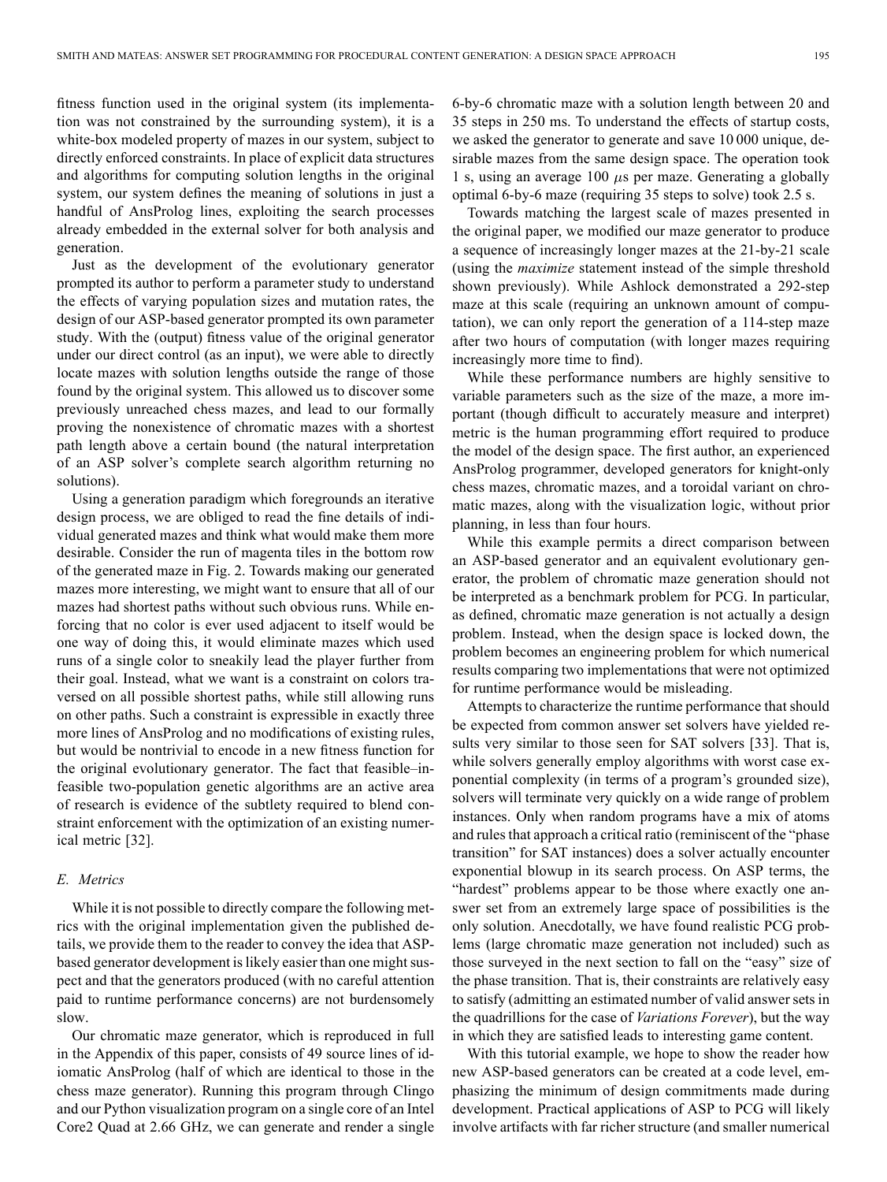fitness function used in the original system (its implementation was not constrained by the surrounding system), it is a white-box modeled property of mazes in our system, subject to directly enforced constraints. In place of explicit data structures and algorithms for computing solution lengths in the original system, our system defines the meaning of solutions in just a handful of AnsProlog lines, exploiting the search processes already embedded in the external solver for both analysis and generation.

Just as the development of the evolutionary generator prompted its author to perform a parameter study to understand the effects of varying population sizes and mutation rates, the design of our ASP-based generator prompted its own parameter study. With the (output) fitness value of the original generator under our direct control (as an input), we were able to directly locate mazes with solution lengths outside the range of those found by the original system. This allowed us to discover some previously unreached chess mazes, and lead to our formally proving the nonexistence of chromatic mazes with a shortest path length above a certain bound (the natural interpretation of an ASP solver's complete search algorithm returning no solutions).

Using a generation paradigm which foregrounds an iterative design process, we are obliged to read the fine details of individual generated mazes and think what would make them more desirable. Consider the run of magenta tiles in the bottom row of the generated maze in Fig. 2. Towards making our generated mazes more interesting, we might want to ensure that all of our mazes had shortest paths without such obvious runs. While enforcing that no color is ever used adjacent to itself would be one way of doing this, it would eliminate mazes which used runs of a single color to sneakily lead the player further from their goal. Instead, what we want is a constraint on colors traversed on all possible shortest paths, while still allowing runs on other paths. Such a constraint is expressible in exactly three more lines of AnsProlog and no modifications of existing rules, but would be nontrivial to encode in a new fitness function for the original evolutionary generator. The fact that feasible–infeasible two-population genetic algorithms are an active area of research is evidence of the subtlety required to blend constraint enforcement with the optimization of an existing numerical metric [32].

### E. Metrics

While it is not possible to directly compare the following metrics with the original implementation given the published details, we provide them to the reader to convey the idea that ASP-based generator development is likely easier than one might suspect and that the generators produced (with no careful attention paid to runtime performance concerns) are not burdensomely slow.

Our chromatic maze generator, which is reproduced in full in the Appendix of this paper, consists of 49 source lines of idiomatic AnsProlog (half of which are identical to those in the chess maze generator). Running this program through Clingo and our Python visualization program on a single core of an Intel Core2 Quad at 2.66 GHz, we can generate and render a single 6-by-6 chromatic maze with a solution length between 20 and 35 steps in 250 ms. To understand the effects of startup costs, we asked the generator to generate and save 10 000 unique, desirable mazes from the same design space. The operation took 1 s, using an average 100 $\mu$s per maze. Generating a globally optimal 6-by-6 maze (requiring 35 steps to solve) took 2.5 s.

Towards matching the largest scale of mazes presented in the original paper, we modified our maze generator to produce a sequence of increasingly longer mazes at the 21-by-21 scale (using the *maximize* statement instead of the simple threshold shown previously). While Ashlock demonstrated a 292-step maze at this scale (requiring an unknown amount of computation), we can only report the generation of a 114-step maze after two hours of computation (with longer mazes requiring increasingly more time to find).

While these performance numbers are highly sensitive to variable parameters such as the size of the maze, a more important (though difficult to accurately measure and interpret) metric is the human programming effort required to produce the model of the design space. The first author, an experienced AnsProlog programmer, developed generators for knight-only chess mazes, chromatic mazes, and a toroidal variant on chromatic mazes, along with the visualization logic, without prior planning, in less than four hours.

While this example permits a direct comparison between an ASP-based generator and an equivalent evolutionary generator, the problem of chromatic maze generation should not be interpreted as a benchmark problem for PCG. In particular, as defined, chromatic maze generation is not actually a design problem. Instead, when the design space is locked down, the problem becomes an engineering problem for which numerical results comparing two implementations that were not optimized for runtime performance would be misleading.

Attempts to characterize the runtime performance that should be expected from common answer set solvers have yielded results very similar to those seen for SAT solvers [33]. That is, while solvers generally employ algorithms with worst case exponential complexity (in terms of a program's grounded size), solvers will terminate very quickly on a wide range of problem instances. Only when random programs have a mix of atoms and rules that approach a critical ratio (reminiscent of the "phase transition" for SAT instances) does a solver actually encounter exponential blowup in its search process. On ASP terms, the "hardest" problems appear to be those where exactly one answer set from an extremely large space of possibilities is the only solution. Anecdotally, we have found realistic PCG problems (large chromatic maze generation not included) such as those surveyed in the next section to fall on the "easy" size of the phase transition. That is, their constraints are relatively easy to satisfy (admitting an estimated number of valid answer sets in the quadrillions for the case of *Variations Forever*), but the way in which they are satisfied leads to interesting game content.

With this tutorial example, we hope to show the reader how new ASP-based generators can be created at a code level, emphasizing the minimum of design commitments made during development. Practical applications of ASP to PCG will likely involve artifacts with far richer structure (and smaller numerical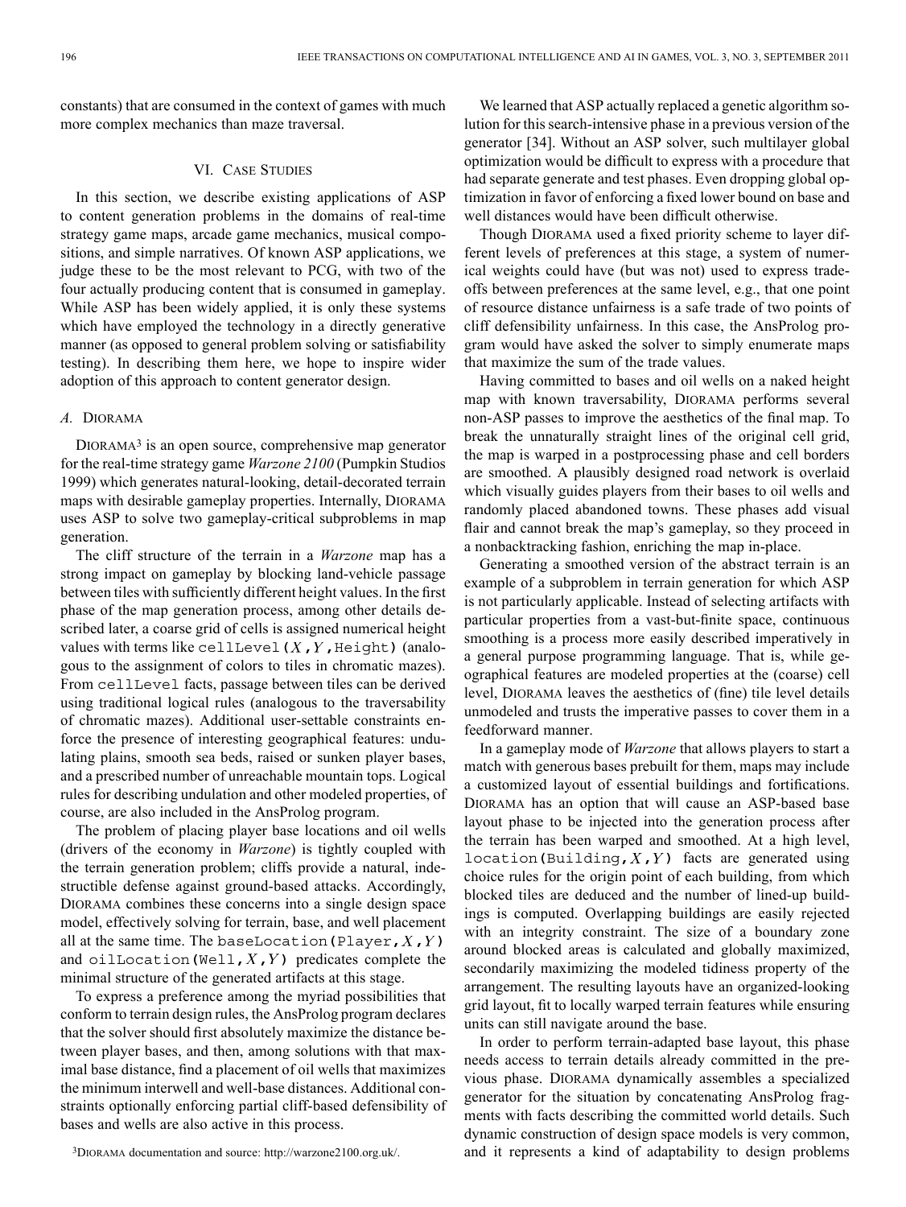constants) that are consumed in the context of games with much more complex mechanics than maze traversal.

## VI. Case Studies

In this section, we describe existing applications of ASP to content generation problems in the domains of real-time strategy game maps, arcade game mechanics, musical compositions, and simple narratives. Of known ASP applications, we judge these to be the most relevant to PCG, with two of the four actually producing content that is consumed in gameplay. While ASP has been widely applied, it is only these systems which have employed the technology in a directly generative manner (as opposed to general problem solving or satisfiability testing). In describing them here, we hope to inspire wider adoption of this approach to content generator design.

### A. Diorama

Diorama[3] is an open source, comprehensive map generator for the real-time strategy game *Warzone 2100* (Pumpkin Studios 1999) which generates natural-looking, detail-decorated terrain maps with desirable gameplay properties. Internally, Diorama uses ASP to solve two gameplay-critical subproblems in map generation.

The cliff structure of the terrain in a *Warzone* map has a strong impact on gameplay by blocking land-vehicle passage between tiles with sufficiently different height values. In the first phase of the map generation process, among other details described later, a coarse grid of cells is assigned numerical height values with terms like `cellLevel(X,Y,Height)` (analogous to the assignment of colors to tiles in chromatic mazes). From `cellLevel` facts, passage between tiles can be derived using traditional logical rules (analogous to the traversability of chromatic mazes). Additional user-settable constraints enforce the presence of interesting geographical features: undulating plains, smooth sea beds, raised or sunken player bases, and a prescribed number of unreachable mountain tops. Logical rules for describing undulation and other modeled properties, of course, are also included in the AnsProlog program.

The problem of placing player base locations and oil wells (drivers of the economy in *Warzone*) is tightly coupled with the terrain generation problem; cliffs provide a natural, indestructible defense against ground-based attacks. Accordingly, Diorama combines these concerns into a single design space model, effectively solving for terrain, base, and well placement all at the same time. The `baseLocation(Player,X,Y)` and `oilLocation(Well,X,Y)` predicates complete the minimal structure of the generated artifacts at this stage.

To express a preference among the myriad possibilities that conform to terrain design rules, the AnsProlog program declares that the solver should first absolutely maximize the distance between player bases, and then, among solutions with that maximal base distance, find a placement of oil wells that maximizes the minimum interwell and well-base distances. Additional constraints optionally enforcing partial cliff-based defensibility of bases and wells are also active in this process.

[3]Diorama documentation and source: http://warzone2100.org.uk/.

We learned that ASP actually replaced a genetic algorithm solution for this search-intensive phase in a previous version of the generator [34]. Without an ASP solver, such multilayer global optimization would be difficult to express with a procedure that had separate generate and test phases. Even dropping global optimization in favor of enforcing a fixed lower bound on base and well distances would have been difficult otherwise.

Though Diorama used a fixed priority scheme to layer different levels of preferences at this stage, a system of numerical weights could have (but was not) used to express tradeoffs between preferences at the same level, e.g., that one point of resource distance unfairness is a safe trade of two points of cliff defensibility unfairness. In this case, the AnsProlog program would have asked the solver to simply enumerate maps that maximize the sum of the trade values.

Having committed to bases and oil wells on a naked height map with known traversability, Diorama performs several non-ASP passes to improve the aesthetics of the final map. To break the unnaturally straight lines of the original cell grid, the map is warped in a postprocessing phase and cell borders are smoothed. A plausibly designed road network is overlaid which visually guides players from their bases to oil wells and randomly placed abandoned towns. These phases add visual flair and cannot break the map's gameplay, so they proceed in a nonbacktracking fashion, enriching the map in-place.

Generating a smoothed version of the abstract terrain is an example of a subproblem in terrain generation for which ASP is not particularly applicable. Instead of selecting artifacts with particular properties from a vast-but-finite space, continuous smoothing is a process more easily described imperatively in a general purpose programming language. That is, while geographical features are modeled properties at the (coarse) cell level, Diorama leaves the aesthetics of (fine) tile level details unmodeled and trusts the imperative passes to cover them in a feedforward manner.

In a gameplay mode of *Warzone* that allows players to start a match with generous bases prebuilt for them, maps may include a customized layout of essential buildings and fortifications. Diorama has an option that will cause an ASP-based base layout phase to be injected into the generation process after the terrain has been warped and smoothed. At a high level, `location(Building,X,Y)` facts are generated using choice rules for the origin point of each building, from which blocked tiles are deduced and the number of lined-up buildings is computed. Overlapping buildings are easily rejected with an integrity constraint. The size of a boundary zone around blocked areas is calculated and globally maximized, secondarily maximizing the modeled tidiness property of the arrangement. The resulting layouts have an organized-looking grid layout, fit to locally warped terrain features while ensuring units can still navigate around the base.

In order to perform terrain-adapted base layout, this phase needs access to terrain details already committed in the previous phase. Diorama dynamically assembles a specialized generator for the situation by concatenating AnsProlog fragments with facts describing the committed world details. Such dynamic construction of design space models is very common, and it represents a kind of adaptability to design problems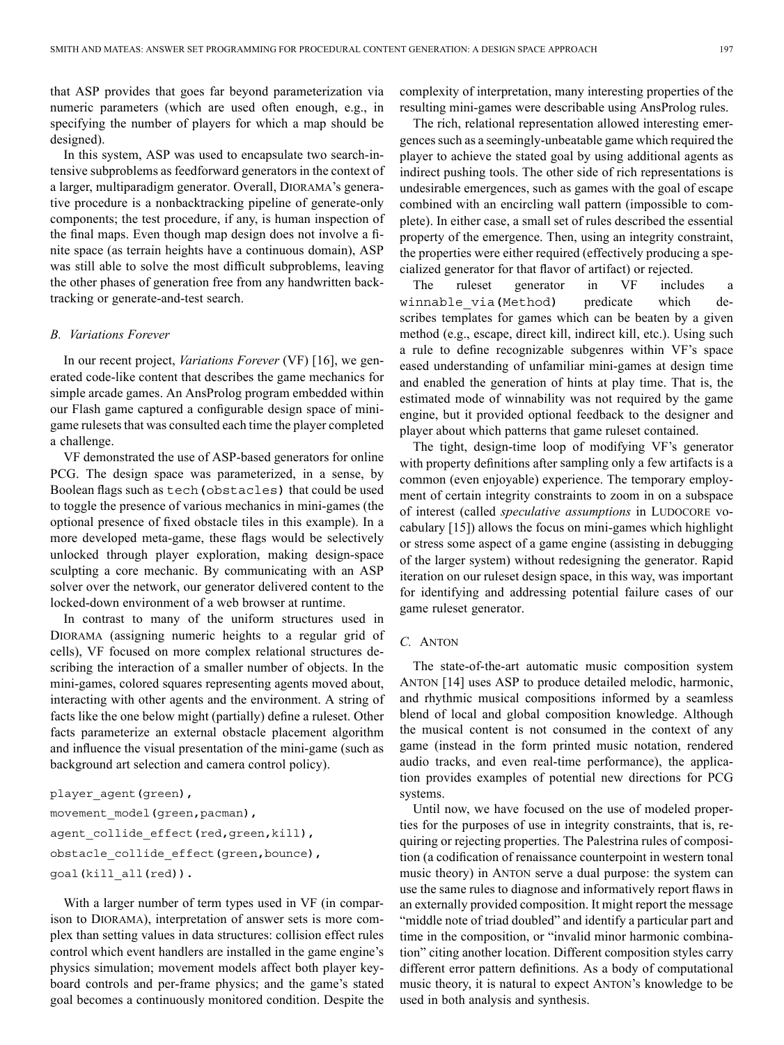that ASP provides that goes far beyond parameterization via numeric parameters (which are used often enough, e.g., in specifying the number of players for which a map should be designed).

In this system, ASP was used to encapsulate two search-intensive subproblems as feedforward generators in the context of a larger, multiparadigm generator. Overall, DIORAMA's generative procedure is a nonbacktracking pipeline of generate-only components; the test procedure, if any, is human inspection of the final maps. Even though map design does not involve a finite space (as terrain heights have a continuous domain), ASP was still able to solve the most difficult subproblems, leaving the other phases of generation free from any handwritten backtracking or generate-and-test search.

### B. Variations Forever

In our recent project, *Variations Forever* (VF) [16], we generated code-like content that describes the game mechanics for simple arcade games. An AnsProlog program embedded within our Flash game captured a configurable design space of mini-game rulesets that was consulted each time the player completed a challenge.

VF demonstrated the use of ASP-based generators for online PCG. The design space was parameterized, in a sense, by Boolean flags such as `tech(obstacles)` that could be used to toggle the presence of various mechanics in mini-games (the optional presence of fixed obstacle tiles in this example). In a more developed meta-game, these flags would be selectively unlocked through player exploration, making design-space sculpting a core mechanic. By communicating with an ASP solver over the network, our generator delivered content to the locked-down environment of a web browser at runtime.

In contrast to many of the uniform structures used in DIORAMA (assigning numeric heights to a regular grid of cells), VF focused on more complex relational structures describing the interaction of a smaller number of objects. In the mini-games, colored squares representing agents moved about, interacting with other agents and the environment. A string of facts like the one below might (partially) define a ruleset. Other facts parameterize an external obstacle placement algorithm and influence the visual presentation of the mini-game (such as background art selection and camera control policy).

```
player_agent(green),
movement_model(green,pacman),
agent_collide_effect(red,green,kill),
obstacle_collide_effect(green,bounce),
goal(kill_all(red)).
```

With a larger number of term types used in VF (in comparison to DIORAMA), interpretation of answer sets is more complex than setting values in data structures: collision effect rules control which event handlers are installed in the game engine's physics simulation; movement models affect both player keyboard controls and per-frame physics; and the game's stated goal becomes a continuously monitored condition. Despite the complexity of interpretation, many interesting properties of the resulting mini-games were describable using AnsProlog rules.

The rich, relational representation allowed interesting emergences such as a seemingly-unbeatable game which required the player to achieve the stated goal by using additional agents as indirect pushing tools. The other side of rich representations is undesirable emergences, such as games with the goal of escape combined with an encircling wall pattern (impossible to complete). In either case, a small set of rules described the essential property of the emergence. Then, using an integrity constraint, the properties were either required (effectively producing a specialized generator for that flavor of artifact) or rejected.

The ruleset generator in VF includes a `winnable_via(Method)` predicate which describes templates for games which can be beaten by a given method (e.g., escape, direct kill, indirect kill, etc.). Using such a rule to define recognizable subgenres within VF's space eased understanding of unfamiliar mini-games at design time and enabled the generation of hints at play time. That is, the estimated mode of winnability was not required by the game engine, but it provided optional feedback to the designer and player about which patterns that game ruleset contained.

The tight, design-time loop of modifying VF's generator with property definitions after sampling only a few artifacts is a common (even enjoyable) experience. The temporary employment of certain integrity constraints to zoom in on a subspace of interest (called *speculative assumptions* in LUDOCORE vocabulary [15]) allows the focus on mini-games which highlight or stress some aspect of a game engine (assisting in debugging of the larger system) without redesigning the generator. Rapid iteration on our ruleset design space, in this way, was important for identifying and addressing potential failure cases of our game ruleset generator.

### C. ANTON

The state-of-the-art automatic music composition system ANTON [14] uses ASP to produce detailed melodic, harmonic, and rhythmic musical compositions informed by a seamless blend of local and global composition knowledge. Although the musical content is not consumed in the context of any game (instead in the form printed music notation, rendered audio tracks, and even real-time performance), the application provides examples of potential new directions for PCG systems.

Until now, we have focused on the use of modeled properties for the purposes of use in integrity constraints, that is, requiring or rejecting properties. The Palestrina rules of composition (a codification of renaissance counterpoint in western tonal music theory) in ANTON serve a dual purpose: the system can use the same rules to diagnose and informatively report flaws in an externally provided composition. It might report the message "middle note of triad doubled" and identify a particular part and time in the composition, or "invalid minor harmonic combination" citing another location. Different composition styles carry different error pattern definitions. As a body of computational music theory, it is natural to expect ANTON's knowledge to be used in both analysis and synthesis.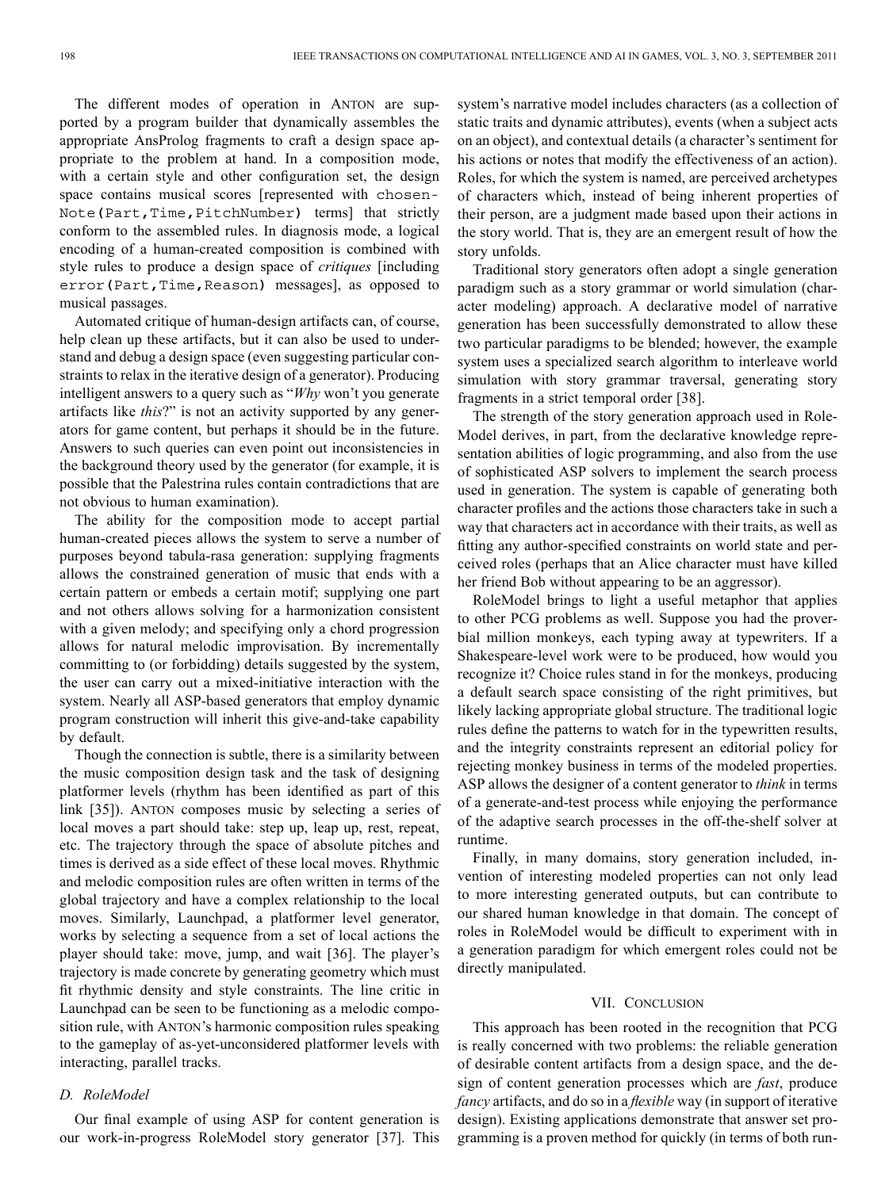The different modes of operation in ANTON are supported by a program builder that dynamically assembles the appropriate AnsProlog fragments to craft a design space appropriate to the problem at hand. In a composition mode, with a certain style and other configuration set, the design space contains musical scores [represented with `chosenNote(Part,Time,PitchNumber)` terms] that strictly conform to the assembled rules. In diagnosis mode, a logical encoding of a human-created composition is combined with style rules to produce a design space of *critiques* [including `error(Part,Time,Reason)` messages], as opposed to musical passages.

Automated critique of human-design artifacts can, of course, help clean up these artifacts, but it can also be used to understand and debug a design space (even suggesting particular constraints to relax in the iterative design of a generator). Producing intelligent answers to a query such as "*Why* won't you generate artifacts like *this*?" is not an activity supported by any generators for game content, but perhaps it should be in the future. Answers to such queries can even point out inconsistencies in the background theory used by the generator (for example, it is possible that the Palestrina rules contain contradictions that are not obvious to human examination).

The ability for the composition mode to accept partial human-created pieces allows the system to serve a number of purposes beyond tabula-rasa generation: supplying fragments allows the constrained generation of music that ends with a certain pattern or embeds a certain motif; supplying one part and not others allows solving for a harmonization consistent with a given melody; and specifying only a chord progression allows for natural melodic improvisation. By incrementally committing to (or forbidding) details suggested by the system, the user can carry out a mixed-initiative interaction with the system. Nearly all ASP-based generators that employ dynamic program construction will inherit this give-and-take capability by default.

Though the connection is subtle, there is a similarity between the music composition design task and the task of designing platformer levels (rhythm has been identified as part of this link [35]). ANTON composes music by selecting a series of local moves a part should take: step up, leap up, rest, repeat, etc. The trajectory through the space of absolute pitches and times is derived as a side effect of these local moves. Rhythmic and melodic composition rules are often written in terms of the global trajectory and have a complex relationship to the local moves. Similarly, Launchpad, a platformer level generator, works by selecting a sequence from a set of local actions the player should take: move, jump, and wait [36]. The player's trajectory is made concrete by generating geometry which must fit rhythmic density and style constraints. The line critic in Launchpad can be seen to be functioning as a melodic composition rule, with ANTON's harmonic composition rules speaking to the gameplay of as-yet-unconsidered platformer levels with interacting, parallel tracks.

### D. RoleModel

Our final example of using ASP for content generation is our work-in-progress RoleModel story generator [37]. This system's narrative model includes characters (as a collection of static traits and dynamic attributes), events (when a subject acts on an object), and contextual details (a character's sentiment for his actions or notes that modify the effectiveness of an action). Roles, for which the system is named, are perceived archetypes of characters which, instead of being inherent properties of their person, are a judgment made based upon their actions in the story world. That is, they are an emergent result of how the story unfolds.

Traditional story generators often adopt a single generation paradigm such as a story grammar or world simulation (character modeling) approach. A declarative model of narrative generation has been successfully demonstrated to allow these two particular paradigms to be blended; however, the example system uses a specialized search algorithm to interleave world simulation with story grammar traversal, generating story fragments in a strict temporal order [38].

The strength of the story generation approach used in RoleModel derives, in part, from the declarative knowledge representation abilities of logic programming, and also from the use of sophisticated ASP solvers to implement the search process used in generation. The system is capable of generating both character profiles and the actions those characters take in such a way that characters act in accordance with their traits, as well as fitting any author-specified constraints on world state and perceived roles (perhaps that an Alice character must have killed her friend Bob without appearing to be an aggressor).

RoleModel brings to light a useful metaphor that applies to other PCG problems as well. Suppose you had the proverbial million monkeys, each typing away at typewriters. If a Shakespeare-level work were to be produced, how would you recognize it? Choice rules stand in for the monkeys, producing a default search space consisting of the right primitives, but likely lacking appropriate global structure. The traditional logic rules define the patterns to watch for in the typewritten results, and the integrity constraints represent an editorial policy for rejecting monkey business in terms of the modeled properties. ASP allows the designer of a content generator to *think* in terms of a generate-and-test process while enjoying the performance of the adaptive search processes in the off-the-shelf solver at runtime.

Finally, in many domains, story generation included, invention of interesting modeled properties can not only lead to more interesting generated outputs, but can contribute to our shared human knowledge in that domain. The concept of roles in RoleModel would be difficult to experiment with in a generation paradigm for which emergent roles could not be directly manipulated.

## VII. Conclusion

This approach has been rooted in the recognition that PCG is really concerned with two problems: the reliable generation of desirable content artifacts from a design space, and the design of content generation processes which are *fast*, produce *fancy* artifacts, and do so in a *flexible* way (in support of iterative design). Existing applications demonstrate that answer set programming is a proven method for quickly (in terms of both run-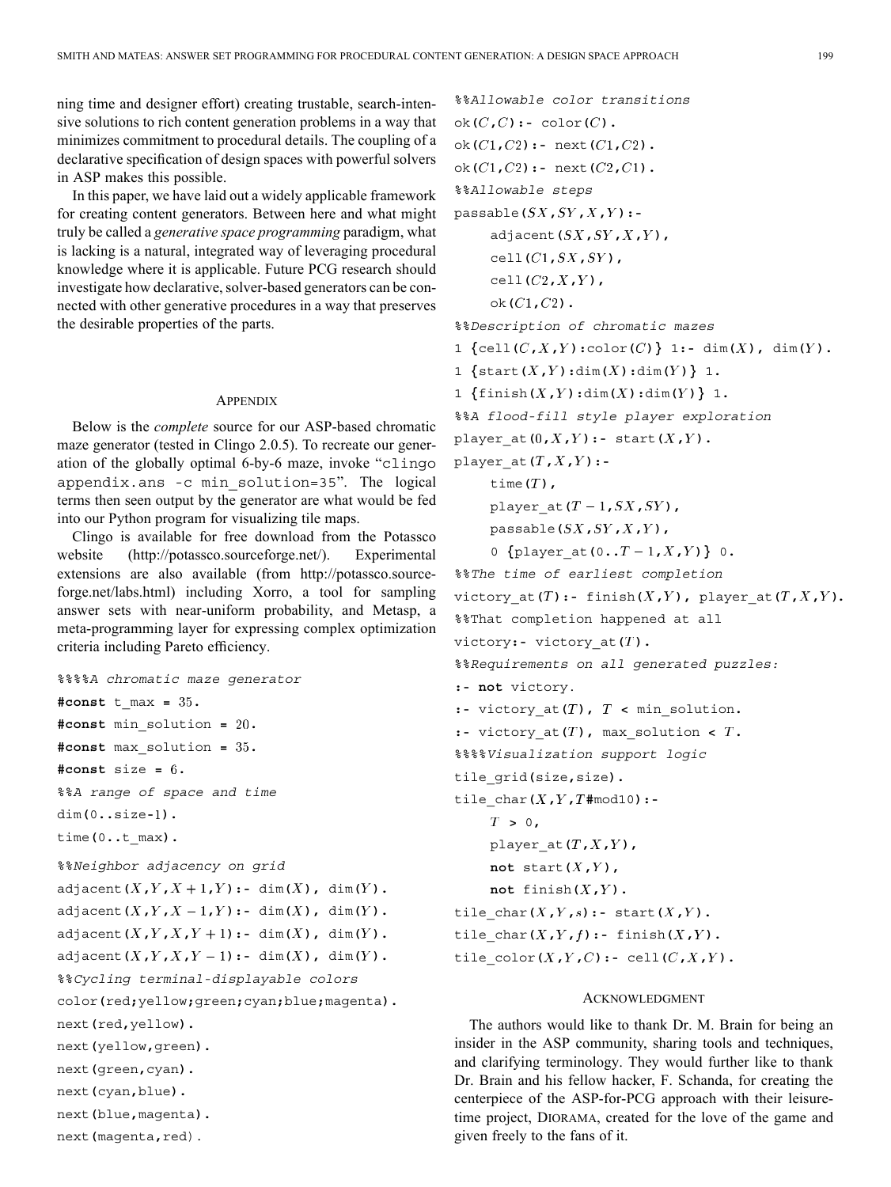ning time and designer effort) creating trustable, search-intensive solutions to rich content generation problems in a way that minimizes commitment to procedural details. The coupling of a declarative specification of design spaces with powerful solvers in ASP makes this possible.

In this paper, we have laid out a widely applicable framework for creating content generators. Between here and what might truly be called a *generative space programming* paradigm, what is lacking is a natural, integrated way of leveraging procedural knowledge where it is applicable. Future PCG research should investigate how declarative, solver-based generators can be connected with other generative procedures in a way that preserves the desirable properties of the parts.

## APPENDIX

Below is the *complete* source for our ASP-based chromatic maze generator (tested in Clingo 2.0.5). To recreate our generation of the globally optimal 6-by-6 maze, invoke "`clingo appendix.ans -c min_solution=35`". The logical terms then seen output by the generator are what would be fed into our Python program for visualizing tile maps.

Clingo is available for free download from the Potassco website (http://potassco.sourceforge.net/). Experimental extensions are also available (from http://potassco.sourceforge.net/labs.html) including Xorro, a tool for sampling answer sets with near-uniform probability, and Metasp, a meta-programming layer for expressing complex optimization criteria including Pareto efficiency.

```
%%%%A chromatic maze generator
#const t_max = 35.
#const min_solution = 20.
#const max_solution = 35.
#const size = 6.
%%A range of space and time
dim(0..size-1).
time(0..t_max).
%%Neighbor adjacency on grid
adjacent(X,Y,X+1,Y):- dim(X), dim(Y).
adjacent(X,Y,X-1,Y):- dim(X), dim(Y).
adjacent(X,Y,X,Y+1):- dim(X), dim(Y).
adjacent(X,Y,X,Y-1):- dim(X), dim(Y).
%%Cycling terminal-displayable colors
color(red;yellow;green;cyan;blue;magenta).
next(red,yellow).
next(yellow,green).
next(green,cyan).
next(cyan,blue).
next(blue,magenta).
next(magenta,red).
%%Allowable color transitions
ok(C,C):- color(C).
ok(C1,C2):- next(C1,C2).
ok(C1,C2):- next(C2,C1).
%%Allowable steps
passable(SX,SY,X,Y):-
    adjacent(SX,SY,X,Y),
    cell(C1,SX,SY),
    cell(C2,X,Y),
    ok(C1,C2).
%%Description of chromatic mazes
1 {cell(C,X,Y):color(C)} 1:- dim(X), dim(Y).
1 {start(X,Y):dim(X):dim(Y)} 1.
1 {finish(X,Y):dim(X):dim(Y)} 1.
%%A flood-fill style player exploration
player_at(0,X,Y):- start(X,Y).
player_at(T,X,Y):-
    time(T),
    player_at(T-1,SX,SY),
    passable(SX,SY,X,Y),
    0 {player_at(0..T-1,X,Y)} 0.
%%The time of earliest completion
victory_at(T):- finish(X,Y), player_at(T,X,Y).
%%That completion happened at all
victory:- victory_at(T).
%%Requirements on all generated puzzles:
:- not victory.
:- victory_at(T), T < min_solution.
:- victory_at(T), max_solution < T.
%%%%Visualization support logic
tile_grid(size,size).
tile_char(X,Y,T#mod10):-
    T > 0,
    player_at(T,X,Y),
    not start(X,Y),
    not finish(X,Y).
tile_char(X,Y,s):- start(X,Y).
tile_char(X,Y,f):- finish(X,Y).
tile_color(X,Y,C):- cell(C,X,Y).
```

## ACKNOWLEDGMENT

The authors would like to thank Dr. M. Brain for being an insider in the ASP community, sharing tools and techniques, and clarifying terminology. They would further like to thank Dr. Brain and his fellow hacker, F. Schanda, for creating the centerpiece of the ASP-for-PCG approach with their leisure-time project, DIORAMA, created for the love of the game and given freely to the fans of it.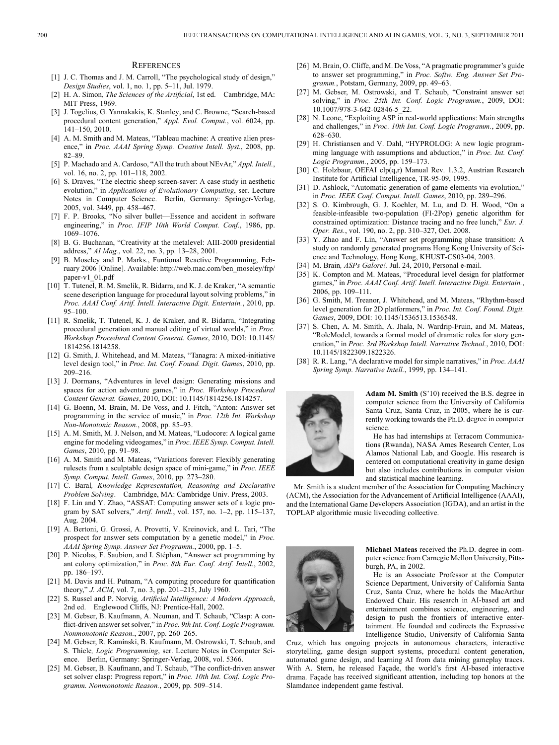## REFERENCES

[1] J. C. Thomas and J. M. Carroll, "The psychological study of design," *Design Studies*, vol. 1, no. 1, pp. 5–11, Jul. 1979.

[2] H. A. Simon, *The Sciences of the Artificial*, 1st ed. Cambridge, MA: MIT Press, 1969.

[3] J. Togelius, G. Yannakakis, K. Stanley, and C. Browne, "Search-based procedural content generation," *Appl. Evol. Comput.*, vol. 6024, pp. 141–150, 2010.

[4] A. M. Smith and M. Mateas, "Tableau machine: A creative alien presence," in *Proc. AAAI Spring Symp. Creative Intell. Syst.*, 2008, pp. 82–89.

[5] P. Machado and A. Cardoso, "All the truth about NEvAr," *Appl. Intell.*, vol. 16, no. 2, pp. 101–118, 2002.

[6] S. Draves, "The electric sheep screen-saver: A case study in aesthetic evolution," in *Applications of Evolutionary Computing*, ser. Lecture Notes in Computer Science. Berlin, Germany: Springer-Verlag, 2005, vol. 3449, pp. 458–467.

[7] F. P. Brooks, "No silver bullet—Essence and accident in software engineering," in *Proc. IFIP 10th World Comput. Conf.*, 1986, pp. 1069–1076.

[8] B. G. Buchanan, "Creativity at the metalevel: AIII-2000 presidential address," *AI Mag.*, vol. 22, no. 3, pp. 13–28, 2001.

[9] B. Moseley and P. Marks., Funtional Reactive Programming, February 2006 [Online]. Available: http://web.mac.com/ben_moseley/frp/paper-v1_01.pdf

[10] T. Tutenel, R. M. Smelik, R. Bidarra, and K. J. de Kraker, "A semantic scene description language for procedural layout solving problems," in *Proc. AAAI Conf. Artif. Intell. Interactive Digit. Entertain.*, 2010, pp. 95–100.

[11] R. Smelik, T. Tutenel, K. J. de Kraker, and R. Bidarra, "Integrating procedural generation and manual editing of virtual worlds," in *Proc. Workshop Procedural Content Generat. Games*, 2010, DOI: 10.1145/1814256.1814258.

[12] G. Smith, J. Whitehead, and M. Mateas, "Tanagra: A mixed-initiative level design tool," in *Proc. Int. Conf. Found. Digit. Games*, 2010, pp. 209–216.

[13] J. Dormans, "Adventures in level design: Generating missions and spaces for action adventure games," in *Proc. Workshop Procedural Content Generat. Games*, 2010, DOI: 10.1145/1814256.1814257.

[14] G. Boenn, M. Brain, M. De Voss, and J. Fitch, "Anton: Answer set programming in the service of music," in *Proc. 12th Int. Workshop Non-Monotonic Reason.*, 2008, pp. 85–93.

[15] A. M. Smith, M. J. Nelson, and M. Mateas, "Ludocore: A logical game engine for modeling videogames," in *Proc. IEEE Symp. Comput. Intell. Games*, 2010, pp. 91–98.

[16] A. M. Smith and M. Mateas, "Variations forever: Flexibly generating rulesets from a sculptable design space of mini-game," in *Proc. IEEE Symp. Comput. Intell. Games*, 2010, pp. 273–280.

[17] C. Baral, *Knowledge Representation, Reasoning and Declarative Problem Solving*. Cambridge, MA: Cambridge Univ. Press, 2003.

[18] F. Lin and Y. Zhao, "ASSAT: Computing answer sets of a logic program by SAT solvers," *Artif. Intell.*, vol. 157, no. 1–2, pp. 115–137, Aug. 2004.

[19] A. Bertoni, G. Grossi, A. Provetti, V. Kreinovick, and L. Tari, "The prospect for answer sets computation by a genetic model," in *Proc. AAAI Spring Symp. Answer Set Programm.*, 2000, pp. 1–5.

[20] P. Nicolas, F. Saubion, and I. Stéphan, "Answer set programming by ant colony optimization," in *Proc. 8th Eur. Conf. Artif. Intell.*, 2002, pp. 186–197.

[21] M. Davis and H. Putnam, "A computing procedure for quantification theory," *J. ACM*, vol. 7, no. 3, pp. 201–215, July 1960.

[22] S. Russel and P. Norvig, *Artificial Intelligence: A Modern Approach*, 2nd ed. Englewood Cliffs, NJ: Prentice-Hall, 2002.

[23] M. Gebser, B. Kaufmann, A. Neuman, and T. Schaub, "Clasp: A conflict-driven answer set solver," in *Proc. 9th Int. Conf. Logic Programm. Nonmonotonic Reason.*, 2007, pp. 260–265.

[24] M. Gebser, R. Kaminski, B. Kaufmann, M. Ostrowski, T. Schaub, and S. Thiele, *Logic Programming*, ser. Lecture Notes in Computer Science. Berlin, Germany: Springer-Verlag, 2008, vol. 5366.

[25] M. Gebser, B. Kaufmann, and T. Schaub, "The conflict-driven answer set solver clasp: Progress report," in *Proc. 10th Int. Conf. Logic Programm. Nonmonotonic Reason.*, 2009, pp. 509–514.

[26] M. Brain, O. Cliffe, and M. De Voss, "A pragmatic programmer's guide to answer set programming," in *Proc. Softw. Eng. Answer Set Programm.*, Potstam, Germany, 2009, pp. 49–63.

[27] M. Gebser, M. Ostrowski, and T. Schaub, "Constraint answer set solving," in *Proc. 25th Int. Conf. Logic Programm.*, 2009, DOI: 10.1007/978-3-642-02846-5_22.

[28] N. Leone, "Exploiting ASP in real-world applications: Main strengths and challenges," in *Proc. 10th Int. Conf. Logic Programm.*, 2009, pp. 628–630.

[29] H. Christiansen and V. Dahl, "HYPROLOG: A new logic programming language with assumptions and abduction," in *Proc. Int. Conf. Logic Programm.*, 2005, pp. 159–173.

[30] C. Holzbaur, OEFAI clp(q,r) Manual Rev. 1.3.2, Austrian Research Institute for Artificial Intelligence, TR-95-09, 1995.

[31] D. Ashlock, "Automatic generation of game elements via evolution," in *Proc. IEEE Conf. Comput. Intell. Games*, 2010, pp. 289–296.

[32] S. O. Kimbrough, G. J. Koehler, M. Lu, and D. H. Wood, "On a feasible-infeasible two-population (FI-2Pop) genetic algorithm for constrained optimization: Distance tracing and no free lunch," *Eur. J. Oper. Res.*, vol. 190, no. 2, pp. 310–327, Oct. 2008.

[33] Y. Zhao and F. Lin, "Answer set programming phase transition: A study on randomly generated programs Hong Kong University of Science and Technology, Hong Kong, KHUST-CS03-04, 2003.

[34] M. Brain, *ASPs Galore!.* Jul. 24, 2010, Personal e-mail.

[35] K. Compton and M. Mateas, "Procedural level design for platformer games," in *Proc. AAAI Conf. Artif. Intell. Interactive Digit. Entertain.*, 2006, pp. 109–111.

[36] G. Smith, M. Treanor, J. Whitehead, and M. Mateas, "Rhythm-based level generation for 2D platformers," in *Proc. Int. Conf. Found. Digit. Games*, 2009, DOI: 10.1145/1536513.1536548.

[37] S. Chen, A. M. Smith, A. Jhala, N. Wardrip-Fruin, and M. Mateas, "RoleModel, towards a formal model of dramatic roles for story generation," in *Proc. 3rd Workshop Intell. Narrative Technol.*, 2010, DOI: 10.1145/1822309.1822326.

[38] R. R. Lang, "A declarative model for simple narratives," in *Proc. AAAI Spring Symp. Narrative Intell.*, 1999, pp. 134–141.

**Adam M. Smith** (S'10) received the B.S. degree in computer science from the University of California Santa Cruz, Santa Cruz, in 2005, where he is currently working towards the Ph.D. degree in computer science.

He has had internships at Terracom Communications (Rwanda), NASA Ames Research Center, Los Alamos National Lab, and Google. His research is centered on computational creativity in game design but also includes contributions in computer vision and statistical machine learning.

Mr. Smith is a student member of the Association for Computing Machinery (ACM), the Association for the Advancement of Artificial Intelligence (AAAI), and the International Game Developers Association (IGDA), and an artist in the TOPLAP algorithmic music livecoding collective.

**Michael Mateas** received the Ph.D. degree in computer science from Carnegie Mellon University, Pittsburgh, PA, in 2002.

He is an Associate Professor at the Computer Science Department, University of California Santa Cruz, Santa Cruz, where he holds the MacArthur Endowed Chair. His research in AI-based art and entertainment combines science, engineering, and design to push the frontiers of interactive entertainment. He founded and codirects the Expressive Intelligence Studio, University of California Santa Cruz, which has ongoing projects in autonomous characters, interactive storytelling, game design support systems, procedural content generation, automated game design, and learning AI from data mining gameplay traces. With A. Stern, he released Façade, the world's first AI-based interactive drama. Façade has received significant attention, including top honors at the Slamdance independent game festival.